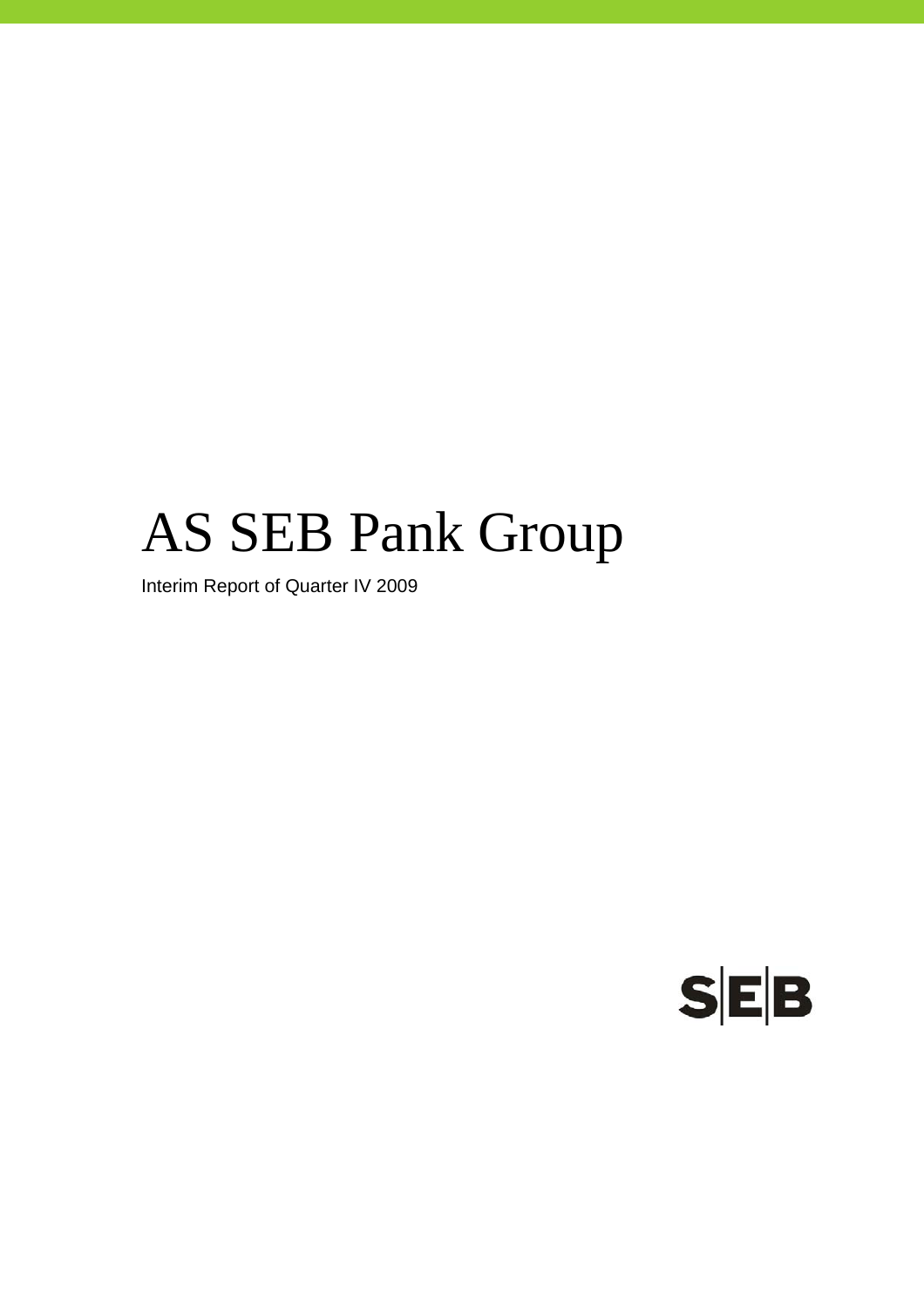# AS SEB Pank Group

Interim Report of Quarter IV 2009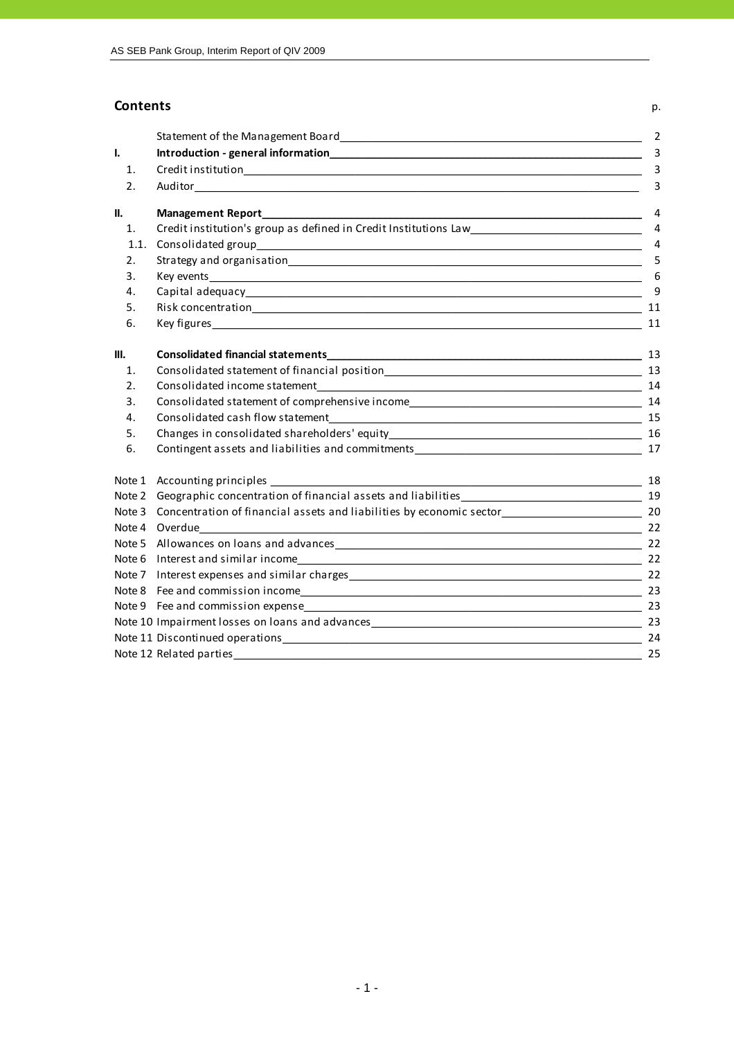## Contents

| | | p. |
|---|---|---|
| | Statement of the Management Board | 2 |
| **I.** | **Introduction - general information** | 3 |
| 1. | Credit institution | 3 |
| 2. | Auditor | 3 |
| **II.** | **Management Report** | 4 |
| 1. | Credit institution's group as defined in Credit Institutions Law | 4 |
| 1.1. | Consolidated group | 4 |
| 2. | Strategy and organisation | 5 |
| 3. | Key events | 6 |
| 4. | Capital adequacy | 9 |
| 5. | Risk concentration | 11 |
| 6. | Key figures | 11 |
| **III.** | **Consolidated financial statements** | 13 |
| 1. | Consolidated statement of financial position | 13 |
| 2. | Consolidated income statement | 14 |
| 3. | Consolidated statement of comprehensive income | 14 |
| 4. | Consolidated cash flow statement | 15 |
| 5. | Changes in consolidated shareholders' equity | 16 |
| 6. | Contingent assets and liabilities and commitments | 17 |
| Note 1 | Accounting principles | 18 |
| Note 2 | Geographic concentration of financial assets and liabilities | 19 |
| Note 3 | Concentration of financial assets and liabilities by economic sector | 20 |
| Note 4 | Overdue | 22 |
| Note 5 | Allowances on loans and advances | 22 |
| Note 6 | Interest and similar income | 22 |
| Note 7 | Interest expenses and similar charges | 22 |
| Note 8 | Fee and commission income | 23 |
| Note 9 | Fee and commission expense | 23 |
| Note 10 | Impairment losses on loans and advances | 23 |
| Note 11 | Discontinued operations | 24 |
| Note 12 | Related parties | 25 |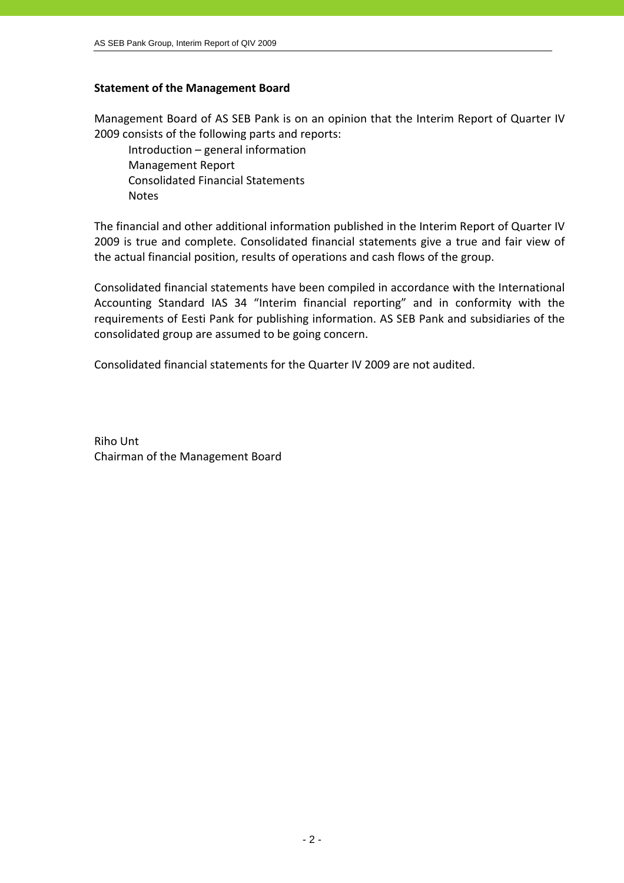## Statement of the Management Board

Management Board of AS SEB Pank is on an opinion that the Interim Report of Quarter IV 2009 consists of the following parts and reports:

- Introduction – general information
- Management Report
- Consolidated Financial Statements
- Notes

The financial and other additional information published in the Interim Report of Quarter IV 2009 is true and complete. Consolidated financial statements give a true and fair view of the actual financial position, results of operations and cash flows of the group.

Consolidated financial statements have been compiled in accordance with the International Accounting Standard IAS 34 "Interim financial reporting" and in conformity with the requirements of Eesti Pank for publishing information. AS SEB Pank and subsidiaries of the consolidated group are assumed to be going concern.

Consolidated financial statements for the Quarter IV 2009 are not audited.

Riho Unt
Chairman of the Management Board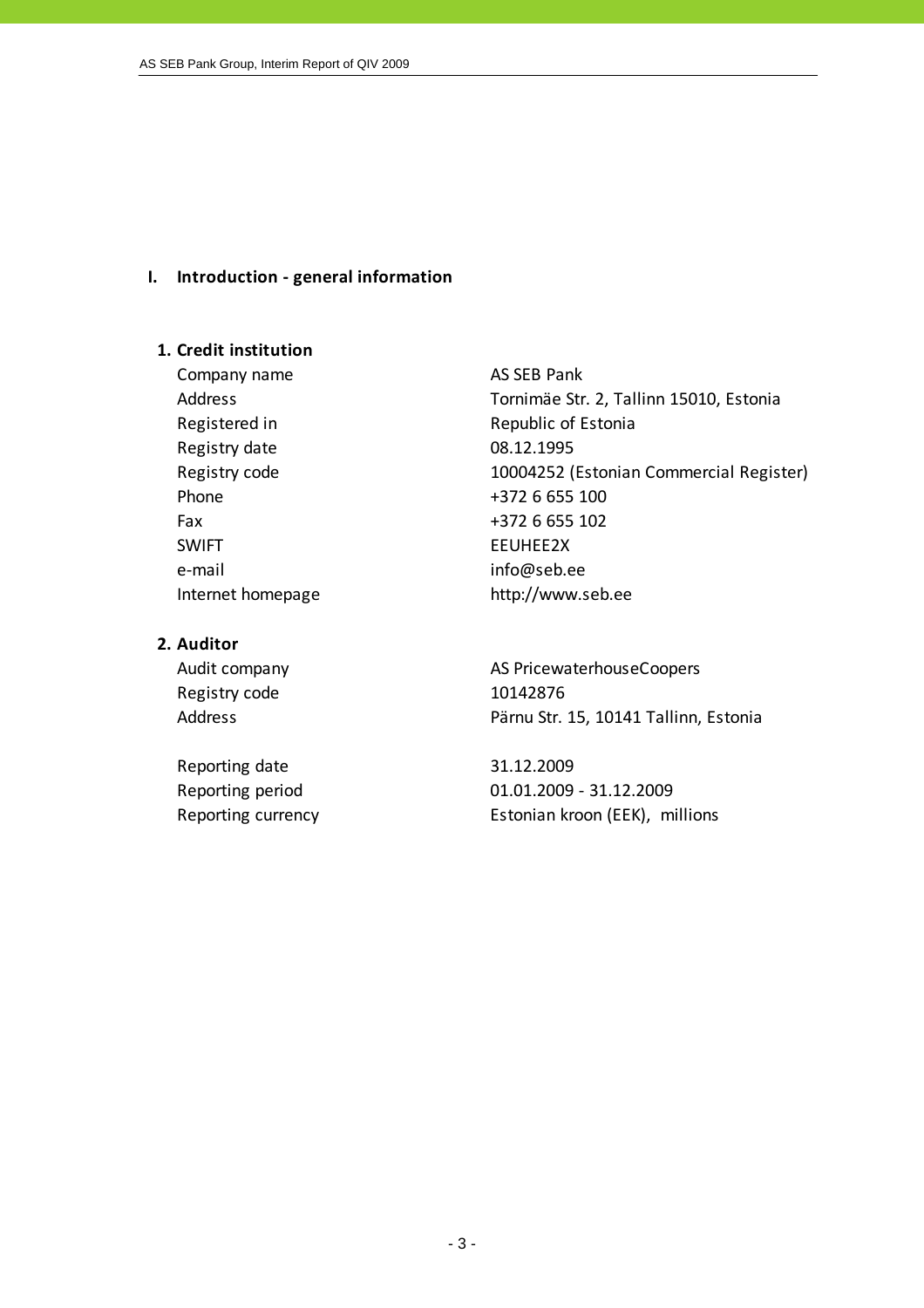## I. Introduction - general information

### 1. Credit institution

| | |
|---|---|
| Company name | AS SEB Pank |
| Address | Tornimäe Str. 2, Tallinn 15010, Estonia |
| Registered in | Republic of Estonia |
| Registry date | 08.12.1995 |
| Registry code | 10004252 (Estonian Commercial Register) |
| Phone | +372 6 655 100 |
| Fax | +372 6 655 102 |
| SWIFT | EEUHEE2X |
| e-mail | info@seb.ee |
| Internet homepage | http://www.seb.ee |

### 2. Auditor

| | |
|---|---|
| Audit company | AS PricewaterhouseCoopers |
| Registry code | 10142876 |
| Address | Pärnu Str. 15, 10141 Tallinn, Estonia |

| | |
|---|---|
| Reporting date | 31.12.2009 |
| Reporting period | 01.01.2009 - 31.12.2009 |
| Reporting currency | Estonian kroon (EEK), millions |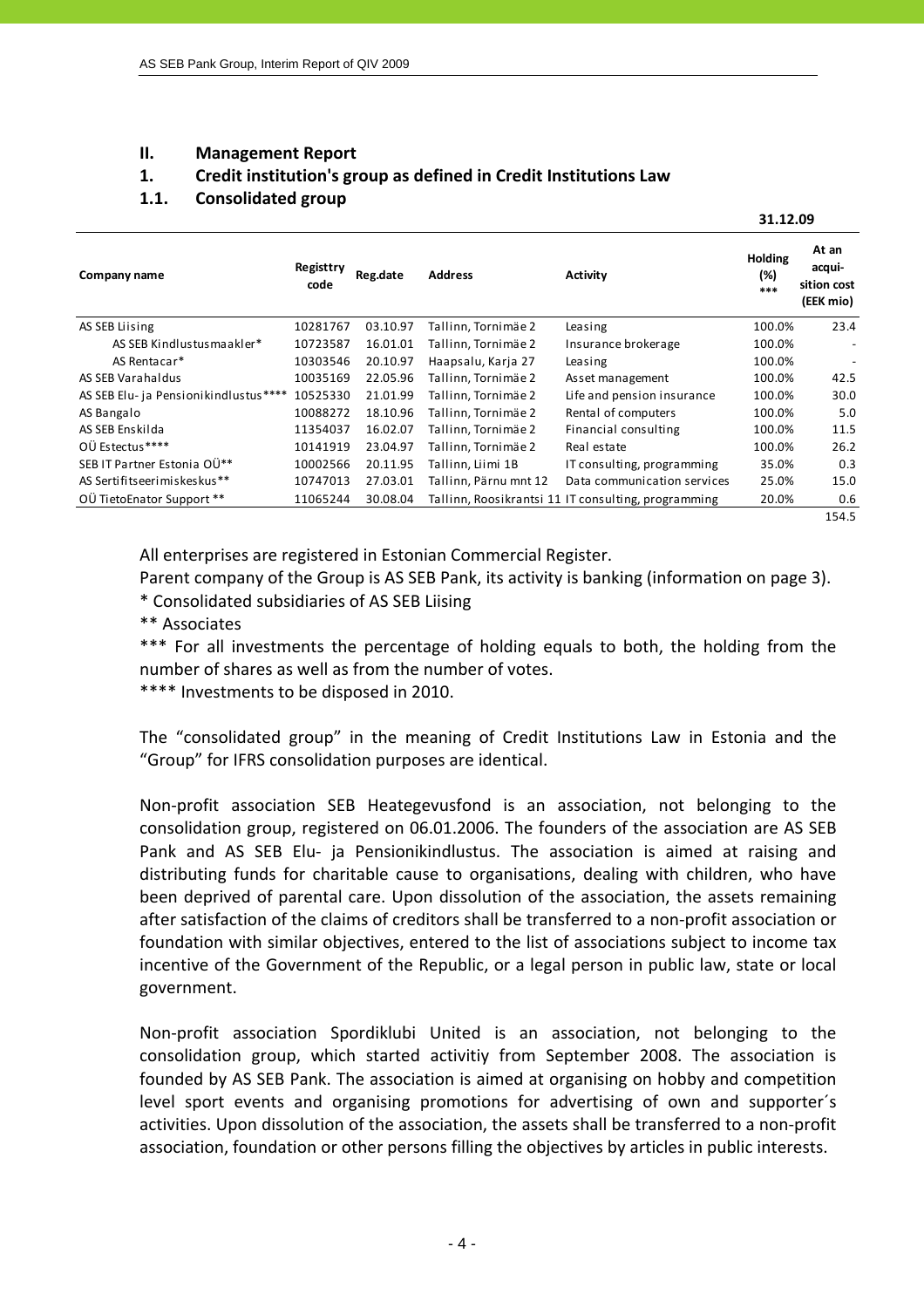## II. Management Report

## 1. Credit institution's group as defined in Credit Institutions Law

### 1.1. Consolidated group

| Company name | Registtry code | Reg.date | Address | Activity | Holding (%) *** | At an acqui-sition cost (EEK mio) |
|---|---|---|---|---|---|---|
| | | | | | **31.12.09** | |
| AS SEB Liising | 10281767 | 03.10.97 | Tallinn, Tornimäe 2 | Leasing | 100.0% | 23.4 |
| AS SEB Kindlustusmaakler* | 10723587 | 16.01.01 | Tallinn, Tornimäe 2 | Insurance brokerage | 100.0% | - |
| AS Rentacar* | 10303546 | 20.10.97 | Haapsalu, Karja 27 | Leasing | 100.0% | - |
| AS SEB Varahaldus | 10035169 | 22.05.96 | Tallinn, Tornimäe 2 | Asset management | 100.0% | 42.5 |
| AS SEB Elu- ja Pensionikindlustus**** | 10525330 | 21.01.99 | Tallinn, Tornimäe 2 | Life and pension insurance | 100.0% | 30.0 |
| AS Bangalo | 10088272 | 18.10.96 | Tallinn, Tornimäe 2 | Rental of computers | 100.0% | 5.0 |
| AS SEB Enskilda | 11354037 | 16.02.07 | Tallinn, Tornimäe 2 | Financial consulting | 100.0% | 11.5 |
| OÜ Estectus**** | 10141919 | 23.04.97 | Tallinn, Tornimäe 2 | Real estate | 100.0% | 26.2 |
| SEB IT Partner Estonia OÜ** | 10002566 | 20.11.95 | Tallinn, Liimi 1B | IT consulting, programming | 35.0% | 0.3 |
| AS Sertifitseerimiskeskus** | 10747013 | 27.03.01 | Tallinn, Pärnu mnt 12 | Data communication services | 25.0% | 15.0 |
| OÜ TietoEnator Support ** | 11065244 | 30.08.04 | Tallinn, Roosikrantsi 11 | IT consulting, programming | 20.0% | 0.6 |
| | | | | | | 154.5 |

All enterprises are registered in Estonian Commercial Register.

Parent company of the Group is AS SEB Pank, its activity is banking (information on page 3).

* Consolidated subsidiaries of AS SEB Liising

** Associates

*** For all investments the percentage of holding equals to both, the holding from the number of shares as well as from the number of votes.

**** Investments to be disposed in 2010.

The "consolidated group" in the meaning of Credit Institutions Law in Estonia and the "Group" for IFRS consolidation purposes are identical.

Non-profit association SEB Heategevusfond is an association, not belonging to the consolidation group, registered on 06.01.2006. The founders of the association are AS SEB Pank and AS SEB Elu- ja Pensionikindlustus. The association is aimed at raising and distributing funds for charitable cause to organisations, dealing with children, who have been deprived of parental care. Upon dissolution of the association, the assets remaining after satisfaction of the claims of creditors shall be transferred to a non-profit association or foundation with similar objectives, entered to the list of associations subject to income tax incentive of the Government of the Republic, or a legal person in public law, state or local government.

Non-profit association Spordiklubi United is an association, not belonging to the consolidation group, which started activitiy from September 2008. The association is founded by AS SEB Pank. The association is aimed at organising of hobby and competition level sport events and organising promotions for advertising of own and supporter´s activities. Upon dissolution of the association, the assets shall be transferred to a non-profit association, foundation or other persons filling the objectives by articles in public interests.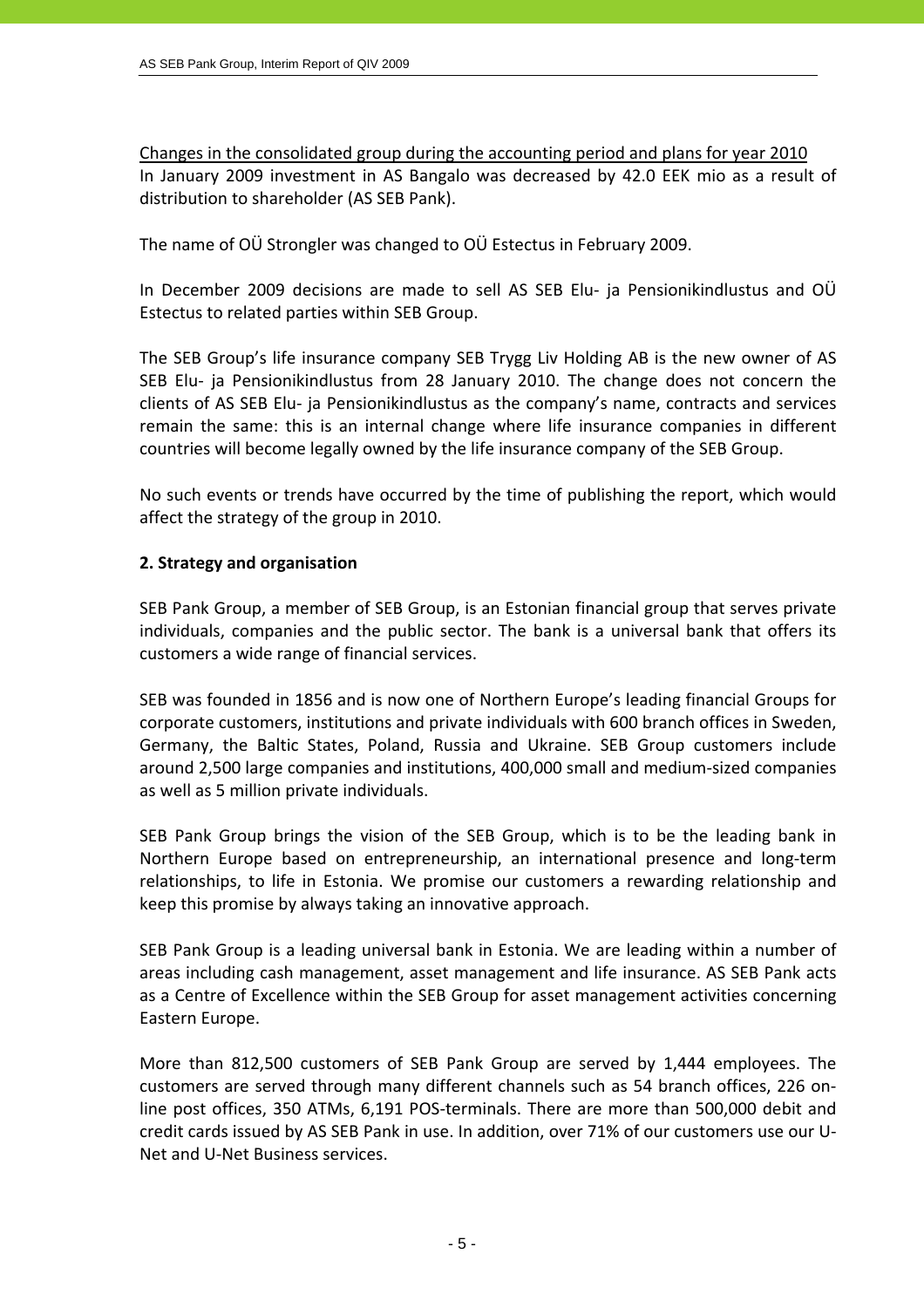Changes in the consolidated group during the accounting period and plans for year 2010

In January 2009 investment in AS Bangalo was decreased by 42.0 EEK mio as a result of distribution to shareholder (AS SEB Pank).

The name of OÜ Strongler was changed to OÜ Estectus in February 2009.

In December 2009 decisions are made to sell AS SEB Elu- ja Pensionikindlustus and OÜ Estectus to related parties within SEB Group.

The SEB Group's life insurance company SEB Trygg Liv Holding AB is the new owner of AS SEB Elu- ja Pensionikindlustus from 28 January 2010. The change does not concern the clients of AS SEB Elu- ja Pensionikindlustus as the company's name, contracts and services remain the same: this is an internal change where life insurance companies in different countries will become legally owned by the life insurance company of the SEB Group.

No such events or trends have occurred by the time of publishing the report, which would affect the strategy of the group in 2010.

## 2. Strategy and organisation

SEB Pank Group, a member of SEB Group, is an Estonian financial group that serves private individuals, companies and the public sector. The bank is a universal bank that offers its customers a wide range of financial services.

SEB was founded in 1856 and is now one of Northern Europe's leading financial Groups for corporate customers, institutions and private individuals with 600 branch offices in Sweden, Germany, the Baltic States, Poland, Russia and Ukraine. SEB Group customers include around 2,500 large companies and institutions, 400,000 small and medium-sized companies as well as 5 million private individuals.

SEB Pank Group brings the vision of the SEB Group, which is to be the leading bank in Northern Europe based on entrepreneurship, an international presence and long-term relationships, to life in Estonia. We promise our customers a rewarding relationship and keep this promise by always taking an innovative approach.

SEB Pank Group is a leading universal bank in Estonia. We are leading within a number of areas including cash management, asset management and life insurance. AS SEB Pank acts as a Centre of Excellence within the SEB Group for asset management activities concerning Eastern Europe.

More than 812,500 customers of SEB Pank Group are served by 1,444 employees. The customers are served through many different channels such as 54 branch offices, 226 on-line post offices, 350 ATMs, 6,191 POS-terminals. There are more than 500,000 debit and credit cards issued by AS SEB Pank in use. In addition, over 71% of our customers use our U-Net and U-Net Business services.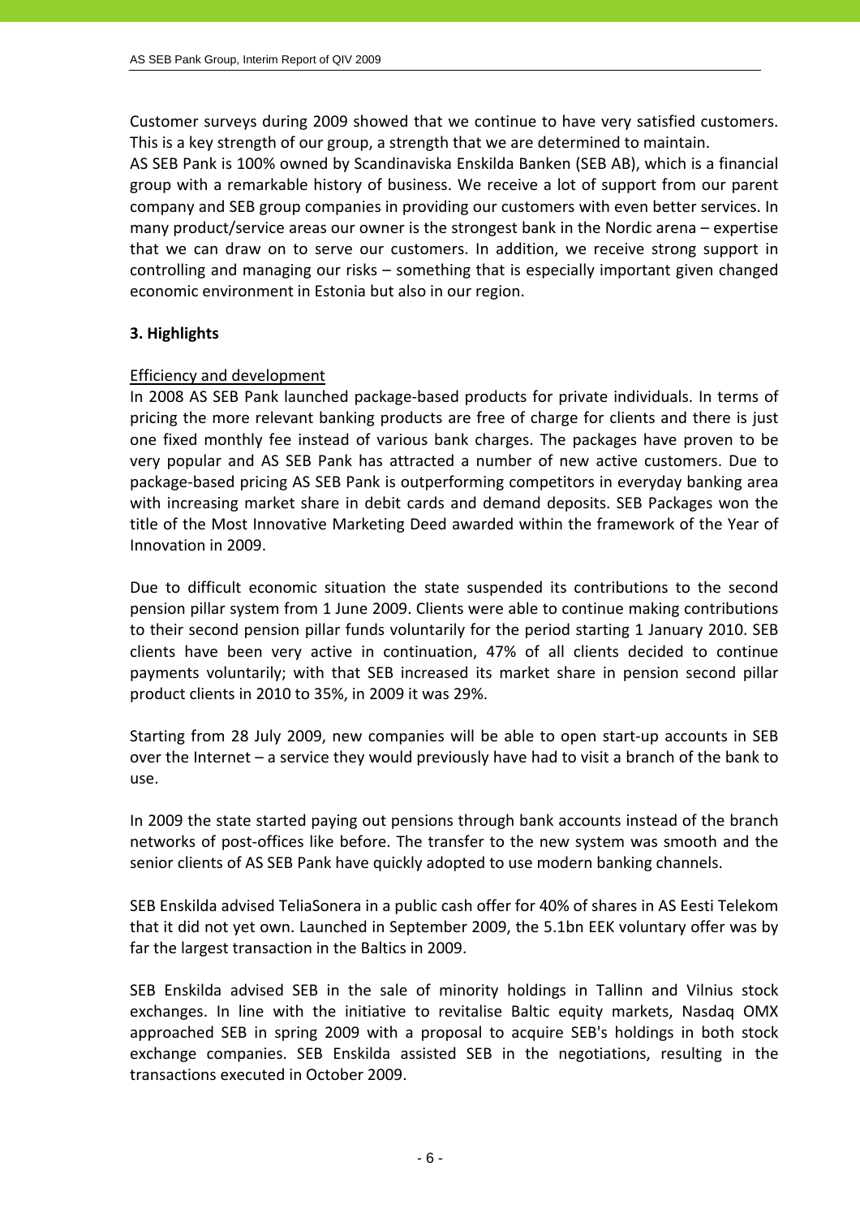Customer surveys during 2009 showed that we continue to have very satisfied customers. This is a key strength of our group, a strength that we are determined to maintain.
AS SEB Pank is 100% owned by Scandinaviska Enskilda Banken (SEB AB), which is a financial group with a remarkable history of business. We receive a lot of support from our parent company and SEB group companies in providing our customers with even better services. In many product/service areas our owner is the strongest bank in the Nordic arena – expertise that we can draw on to serve our customers. In addition, we receive strong support in controlling and managing our risks – something that is especially important given changed economic environment in Estonia but also in our region.

## 3. Highlights

Efficiency and development

In 2008 AS SEB Pank launched package-based products for private individuals. In terms of pricing the more relevant banking products are free of charge for clients and there is just one fixed monthly fee instead of various bank charges. The packages have proven to be very popular and AS SEB Pank has attracted a number of new active customers. Due to package-based pricing AS SEB Pank is outperforming competitors in everyday banking area with increasing market share in debit cards and demand deposits. SEB Packages won the title of the Most Innovative Marketing Deed awarded within the framework of the Year of Innovation in 2009.

Due to difficult economic situation the state suspended its contributions to the second pension pillar system from 1 June 2009. Clients were able to continue making contributions to their second pension pillar funds voluntarily for the period starting 1 January 2010. SEB clients have been very active in continuation, 47% of all clients decided to continue payments voluntarily; with that SEB increased its market share in pension second pillar product clients in 2010 to 35%, in 2009 it was 29%.

Starting from 28 July 2009, new companies will be able to open start-up accounts in SEB over the Internet – a service they would previously have had to visit a branch of the bank to use.

In 2009 the state started paying out pensions through bank accounts instead of the branch networks of post-offices like before. The transfer to the new system was smooth and the senior clients of AS SEB Pank have quickly adopted to use modern banking channels.

SEB Enskilda advised TeliaSonera in a public cash offer for 40% of shares in AS Eesti Telekom that it did not yet own. Launched in September 2009, the 5.1bn EEK voluntary offer was by far the largest transaction in the Baltics in 2009.

SEB Enskilda advised SEB in the sale of minority holdings in Tallinn and Vilnius stock exchanges. In line with the initiative to revitalise Baltic equity markets, Nasdaq OMX approached SEB in spring 2009 with a proposal to acquire SEB's holdings in both stock exchange companies. SEB Enskilda assisted SEB in the negotiations, resulting in the transactions executed in October 2009.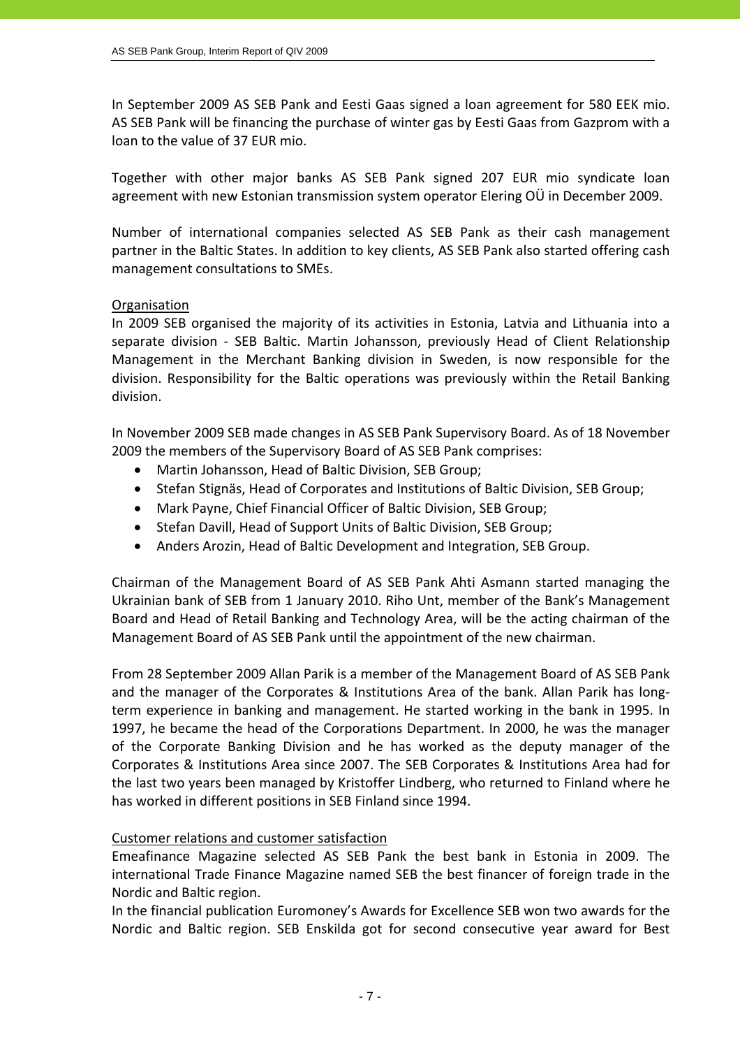In September 2009 AS SEB Pank and Eesti Gaas signed a loan agreement for 580 EEK mio. AS SEB Pank will be financing the purchase of winter gas by Eesti Gaas from Gazprom with a loan to the value of 37 EUR mio.

Together with other major banks AS SEB Pank signed 207 EUR mio syndicate loan agreement with new Estonian transmission system operator Elering OÜ in December 2009.

Number of international companies selected AS SEB Pank as their cash management partner in the Baltic States. In addition to key clients, AS SEB Pank also started offering cash management consultations to SMEs.

Organisation

In 2009 SEB organised the majority of its activities in Estonia, Latvia and Lithuania into a separate division - SEB Baltic. Martin Johansson, previously Head of Client Relationship Management in the Merchant Banking division in Sweden, is now responsible for the division. Responsibility for the Baltic operations was previously within the Retail Banking division.

In November 2009 SEB made changes in AS SEB Pank Supervisory Board. As of 18 November 2009 the members of the Supervisory Board of AS SEB Pank comprises:

- Martin Johansson, Head of Baltic Division, SEB Group;
- Stefan Stignäs, Head of Corporates and Institutions of Baltic Division, SEB Group;
- Mark Payne, Chief Financial Officer of Baltic Division, SEB Group;
- Stefan Davill, Head of Support Units of Baltic Division, SEB Group;
- Anders Arozin, Head of Baltic Development and Integration, SEB Group.

Chairman of the Management Board of AS SEB Pank Ahti Asmann started managing the Ukrainian bank of SEB from 1 January 2010. Riho Unt, member of the Bank's Management Board and Head of Retail Banking and Technology Area, will be the acting chairman of the Management Board of AS SEB Pank until the appointment of the new chairman.

From 28 September 2009 Allan Parik is a member of the Management Board of AS SEB Pank and the manager of the Corporates & Institutions Area of the bank. Allan Parik has long-term experience in banking and management. He started working in the bank in 1995. In 1997, he became the head of the Corporations Department. In 2000, he was the manager of the Corporate Banking Division and he has worked as the deputy manager of the Corporates & Institutions Area since 2007. The SEB Corporates & Institutions Area had for the last two years been managed by Kristoffer Lindberg, who returned to Finland where he has worked in different positions in SEB Finland since 1994.

Customer relations and customer satisfaction

Emeafinance Magazine selected AS SEB Pank the best bank in Estonia in 2009. The international Trade Finance Magazine named SEB the best financer of foreign trade in the Nordic and Baltic region.

In the financial publication Euromoney's Awards for Excellence SEB won two awards for the Nordic and Baltic region. SEB Enskilda got for second consecutive year award for Best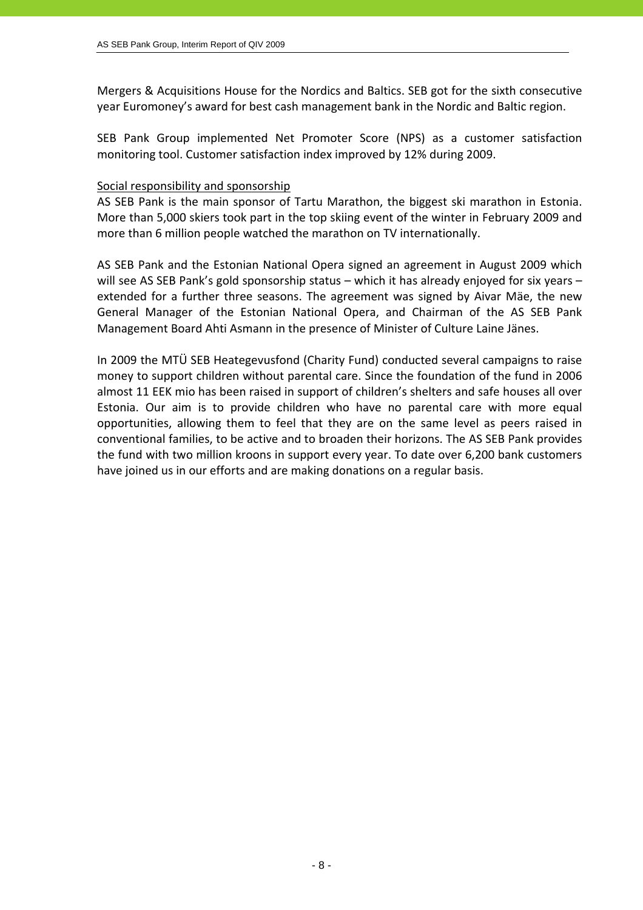Mergers & Acquisitions House for the Nordics and Baltics. SEB got for the sixth consecutive year Euromoney's award for best cash management bank in the Nordic and Baltic region.

SEB Pank Group implemented Net Promoter Score (NPS) as a customer satisfaction monitoring tool. Customer satisfaction index improved by 12% during 2009.

<u>Social responsibility and sponsorship</u>

AS SEB Pank is the main sponsor of Tartu Marathon, the biggest ski marathon in Estonia. More than 5,000 skiers took part in the top skiing event of the winter in February 2009 and more than 6 million people watched the marathon on TV internationally.

AS SEB Pank and the Estonian National Opera signed an agreement in August 2009 which will see AS SEB Pank's gold sponsorship status – which it has already enjoyed for six years – extended for a further three seasons. The agreement was signed by Aivar Mäe, the new General Manager of the Estonian National Opera, and Chairman of the AS SEB Pank Management Board Ahti Asmann in the presence of Minister of Culture Laine Jänes.

In 2009 the MTÜ SEB Heategevusfond (Charity Fund) conducted several campaigns to raise money to support children without parental care. Since the foundation of the fund in 2006 almost 11 EEK mio has been raised in support of children's shelters and safe houses all over Estonia. Our aim is to provide children who have no parental care with more equal opportunities, allowing them to feel that they are on the same level as peers raised in conventional families, to be active and to broaden their horizons. The AS SEB Pank provides the fund with two million kroons in support every year. To date over 6,200 bank customers have joined us in our efforts and are making donations on a regular basis.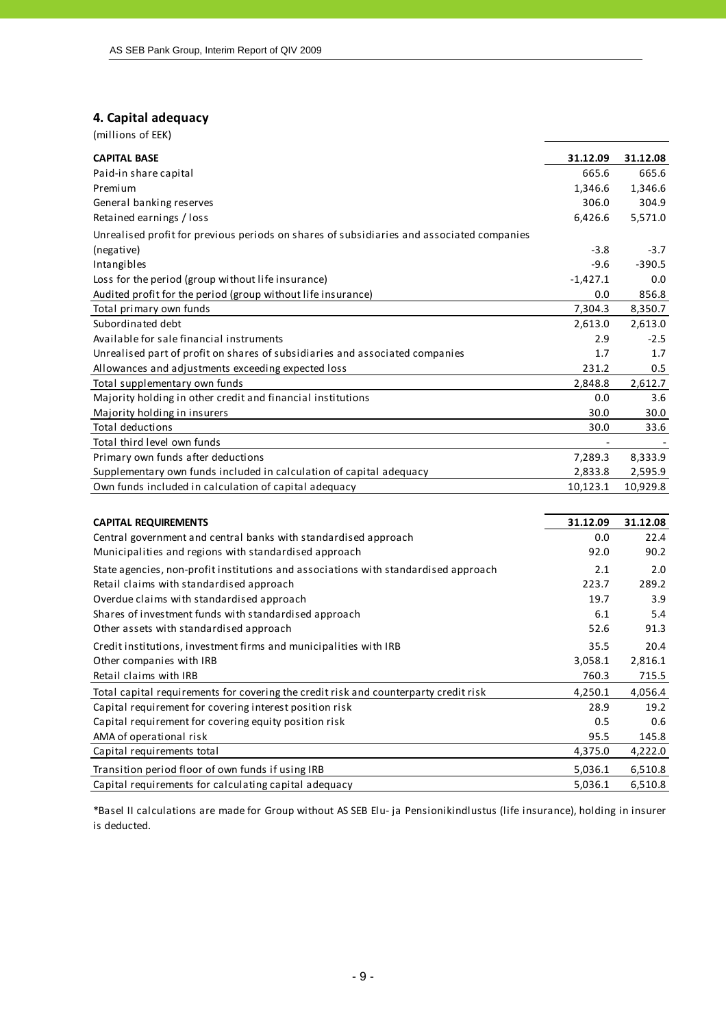## 4. Capital adequacy

(millions of EEK)

| CAPITAL BASE | 31.12.09 | 31.12.08 |
|---|---|---|
| Paid-in share capital | 665.6 | 665.6 |
| Premium | 1,346.6 | 1,346.6 |
| General banking reserves | 306.0 | 304.9 |
| Retained earnings / loss | 6,426.6 | 5,571.0 |
| Unrealised profit for previous periods on shares of subsidiaries and associated companies (negative) | -3.8 | -3.7 |
| Intangibles | -9.6 | -390.5 |
| Loss for the period (group without life insurance) | -1,427.1 | 0.0 |
| Audited profit for the period (group without life insurance) | 0.0 | 856.8 |
| Total primary own funds | 7,304.3 | 8,350.7 |
| Subordinated debt | 2,613.0 | 2,613.0 |
| Available for sale financial instruments | 2.9 | -2.5 |
| Unrealised part of profit on shares of subsidiaries and associated companies | 1.7 | 1.7 |
| Allowances and adjustments exceeding expected loss | 231.2 | 0.5 |
| Total supplementary own funds | 2,848.8 | 2,612.7 |
| Majority holding in other credit and financial institutions | 0.0 | 3.6 |
| Majority holding in insurers | 30.0 | 30.0 |
| Total deductions | 30.0 | 33.6 |
| Total third level own funds | - | - |
| Primary own funds after deductions | 7,289.3 | 8,333.9 |
| Supplementary own funds included in calculation of capital adequacy | 2,833.8 | 2,595.9 |
| Own funds included in calculation of capital adequacy | 10,123.1 | 10,929.8 |

| CAPITAL REQUIREMENTS | 31.12.09 | 31.12.08 |
|---|---|---|
| Central government and central banks with standardised approach | 0.0 | 22.4 |
| Municipalities and regions with standardised approach | 92.0 | 90.2 |
| State agencies, non-profit institutions and associations with standardised approach | 2.1 | 2.0 |
| Retail claims with standardised approach | 223.7 | 289.2 |
| Overdue claims with standardised approach | 19.7 | 3.9 |
| Shares of investment funds with standardised approach | 6.1 | 5.4 |
| Other assets with standardised approach | 52.6 | 91.3 |
| Credit institutions, investment firms and municipalities with IRB | 35.5 | 20.4 |
| Other companies with IRB | 3,058.1 | 2,816.1 |
| Retail claims with IRB | 760.3 | 715.5 |
| Total capital requirements for covering the credit risk and counterparty credit risk | 4,250.1 | 4,056.4 |
| Capital requirement for covering interest position risk | 28.9 | 19.2 |
| Capital requirement for covering equity position risk | 0.5 | 0.6 |
| AMA of operational risk | 95.5 | 145.8 |
| Capital requirements total | 4,375.0 | 4,222.0 |
| Transition period floor of own funds if using IRB | 5,036.1 | 6,510.8 |
| Capital requirements for calculating capital adequacy | 5,036.1 | 6,510.8 |

*Basel II calculations are made for Group without AS SEB Elu- ja Pensionikindlustus (life insurance), holding in insurer is deducted.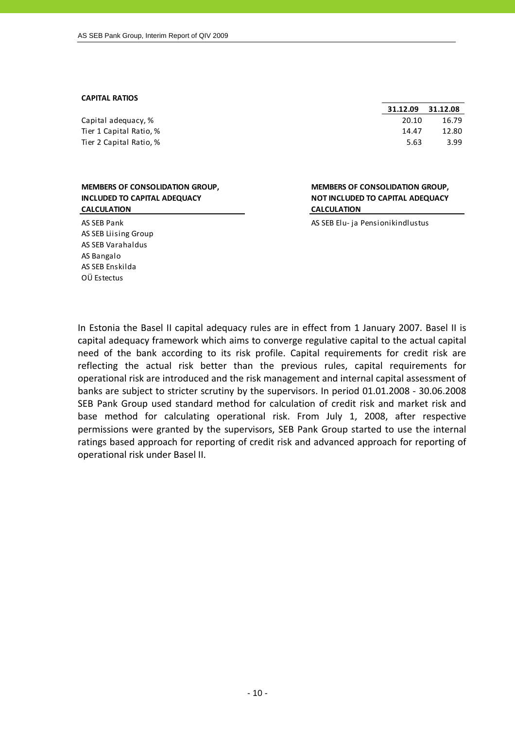**CAPITAL RATIOS**

| | 31.12.09 | 31.12.08 |
|---|---|---|
| Capital adequacy, % | 20.10 | 16.79 |
| Tier 1 Capital Ratio, % | 14.47 | 12.80 |
| Tier 2 Capital Ratio, % | 5.63 | 3.99 |

**MEMBERS OF CONSOLIDATION GROUP, INCLUDED TO CAPITAL ADEQUACY CALCULATION**

AS SEB Pank
AS SEB Liising Group
AS SEB Varahaldus
AS Bangalo
AS SEB Enskilda
OÜ Estectus

**MEMBERS OF CONSOLIDATION GROUP, NOT INCLUDED TO CAPITAL ADEQUACY CALCULATION**

AS SEB Elu- ja Pensionikindlustus

In Estonia the Basel II capital adequacy rules are in effect from 1 January 2007. Basel II is capital adequacy framework which aims to converge regulative capital to the actual capital need of the bank according to its risk profile. Capital requirements for credit risk are reflecting the actual risk better than the previous rules, capital requirements for operational risk are introduced and the risk management and internal capital assessment of banks are subject to stricter scrutiny by the supervisors. In period 01.01.2008 - 30.06.2008 SEB Pank Group used standard method for calculation of credit risk and market risk and base method for calculating operational risk. From July 1, 2008, after respective permissions were granted by the supervisors, SEB Pank Group started to use the internal ratings based approach for reporting of credit risk and advanced approach for reporting of operational risk under Basel II.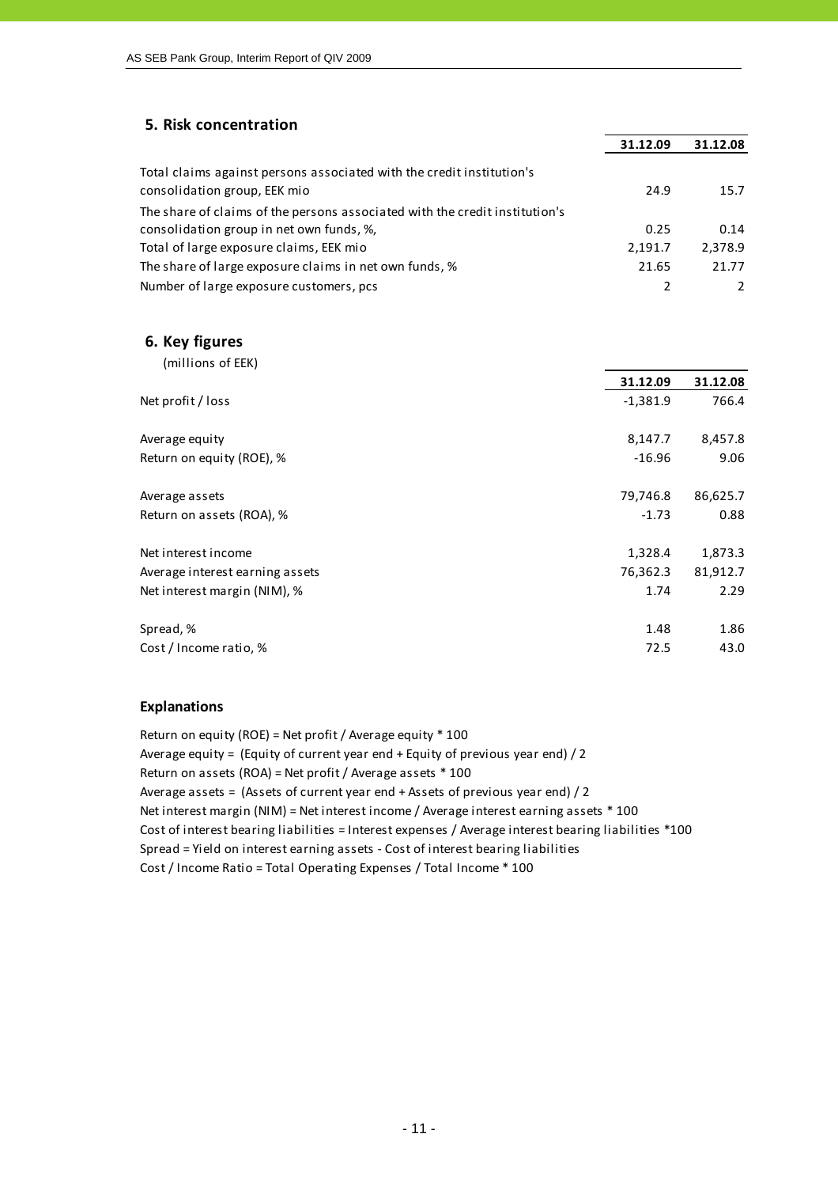## 5. Risk concentration

| | 31.12.09 | 31.12.08 |
|---|---|---|
| Total claims against persons associated with the credit institution's consolidation group, EEK mio | 24.9 | 15.7 |
| The share of claims of the persons associated with the credit institution's consolidation group in net own funds, %, | 0.25 | 0.14 |
| Total of large exposure claims, EEK mio | 2,191.7 | 2,378.9 |
| The share of large exposure claims in net own funds, % | 21.65 | 21.77 |
| Number of large exposure customers, pcs | 2 | 2 |

## 6. Key figures

(millions of EEK)

| | 31.12.09 | 31.12.08 |
|---|---|---|
| Net profit / loss | -1,381.9 | 766.4 |
| | | |
| Average equity | 8,147.7 | 8,457.8 |
| Return on equity (ROE), % | -16.96 | 9.06 |
| | | |
| Average assets | 79,746.8 | 86,625.7 |
| Return on assets (ROA), % | -1.73 | 0.88 |
| | | |
| Net interest income | 1,328.4 | 1,873.3 |
| Average interest earning assets | 76,362.3 | 81,912.7 |
| Net interest margin (NIM), % | 1.74 | 2.29 |
| | | |
| Spread, % | 1.48 | 1.86 |
| Cost / Income ratio, % | 72.5 | 43.0 |

### Explanations

Return on equity (ROE) = Net profit / Average equity * 100
Average equity = (Equity of current year end + Equity of previous year end) / 2
Return on assets (ROA) = Net profit / Average assets * 100
Average assets = (Assets of current year end + Assets of previous year end) / 2
Net interest margin (NIM) = Net interest income / Average interest earning assets * 100
Cost of interest bearing liabilities = Interest expenses / Average interest bearing liabilities *100
Spread = Yield on interest earning assets - Cost of interest bearing liabilities
Cost / Income Ratio = Total Operating Expenses / Total Income * 100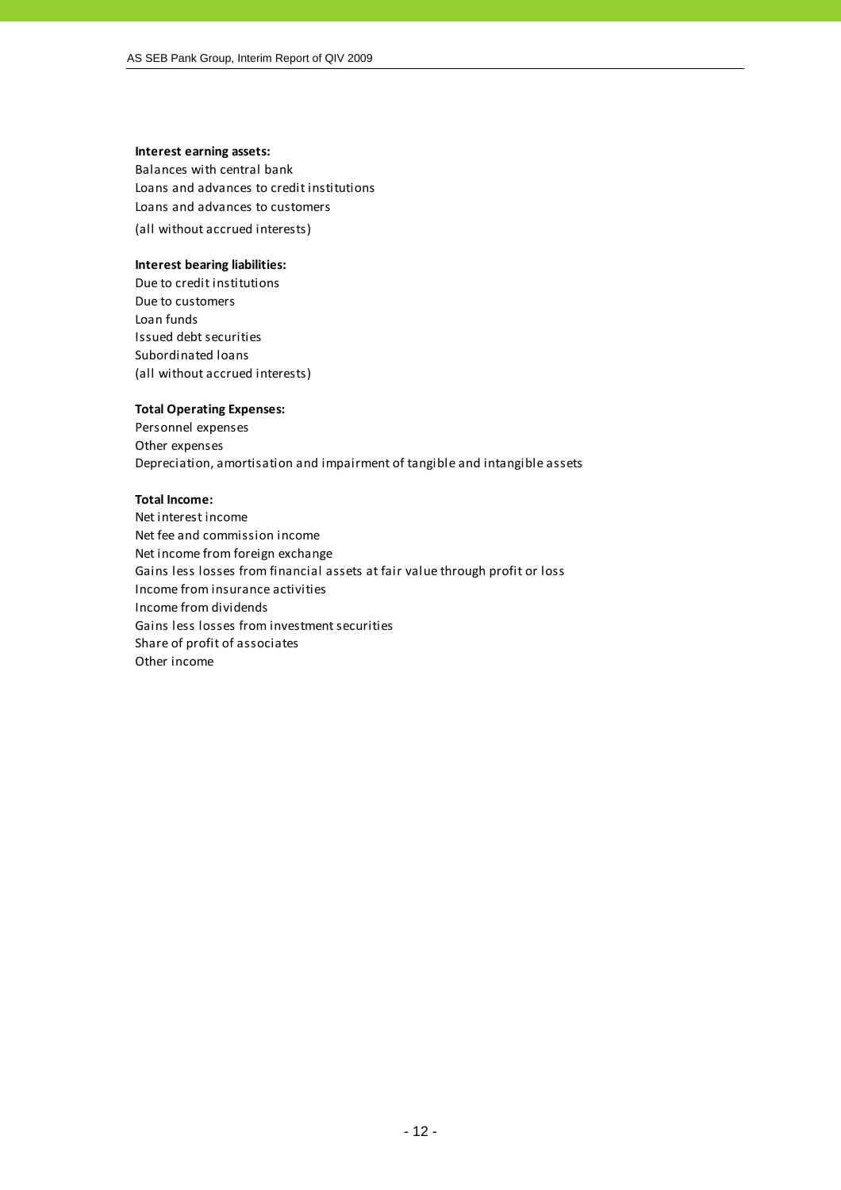**Interest earning assets:**

Balances with central bank
Loans and advances to credit institutions
Loans and advances to customers
(all without accrued interests)

**Interest bearing liabilities:**

Due to credit institutions
Due to customers
Loan funds
Issued debt securities
Subordinated loans
(all without accrued interests)

**Total Operating Expenses:**

Personnel expenses
Other expenses
Depreciation, amortisation and impairment of tangible and intangible assets

**Total Income:**

Net interest income
Net fee and commission income
Net income from foreign exchange
Gains less losses from financial assets at fair value through profit or loss
Income from insurance activities
Income from dividends
Gains less losses from investment securities
Share of profit of associates
Other income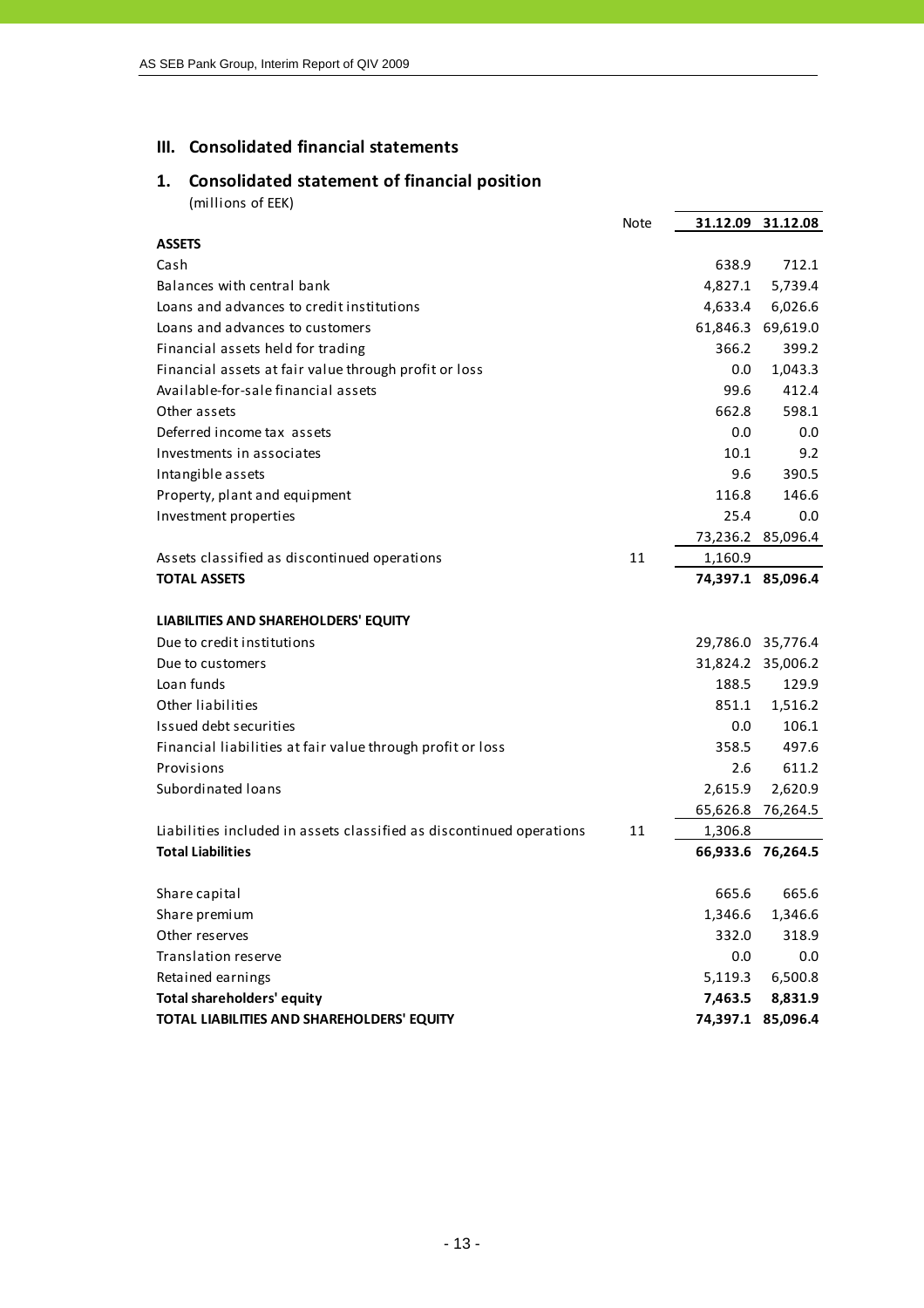## III. Consolidated financial statements

### 1. Consolidated statement of financial position

(millions of EEK)

| | Note | 31.12.09 | 31.12.08 |
|---|---|---|---|
| **ASSETS** | | | |
| Cash | | 638.9 | 712.1 |
| Balances with central bank | | 4,827.1 | 5,739.4 |
| Loans and advances to credit institutions | | 4,633.4 | 6,026.6 |
| Loans and advances to customers | | 61,846.3 | 69,619.0 |
| Financial assets held for trading | | 366.2 | 399.2 |
| Financial assets at fair value through profit or loss | | 0.0 | 1,043.3 |
| Available-for-sale financial assets | | 99.6 | 412.4 |
| Other assets | | 662.8 | 598.1 |
| Deferred income tax assets | | 0.0 | 0.0 |
| Investments in associates | | 10.1 | 9.2 |
| Intangible assets | | 9.6 | 390.5 |
| Property, plant and equipment | | 116.8 | 146.6 |
| Investment properties | | 25.4 | 0.0 |
| | | 73,236.2 | 85,096.4 |
| Assets classified as discontinued operations | 11 | 1,160.9 | |
| **TOTAL ASSETS** | | **74,397.1** | **85,096.4** |
| | | | |
| **LIABILITIES AND SHAREHOLDERS' EQUITY** | | | |
| Due to credit institutions | | 29,786.0 | 35,776.4 |
| Due to customers | | 31,824.2 | 35,006.2 |
| Loan funds | | 188.5 | 129.9 |
| Other liabilities | | 851.1 | 1,516.2 |
| Issued debt securities | | 0.0 | 106.1 |
| Financial liabilities at fair value through profit or loss | | 358.5 | 497.6 |
| Provisions | | 2.6 | 611.2 |
| Subordinated loans | | 2,615.9 | 2,620.9 |
| | | 65,626.8 | 76,264.5 |
| Liabilities included in assets classified as discontinued operations | 11 | 1,306.8 | |
| **Total Liabilities** | | **66,933.6** | **76,264.5** |
| | | | |
| Share capital | | 665.6 | 665.6 |
| Share premium | | 1,346.6 | 1,346.6 |
| Other reserves | | 332.0 | 318.9 |
| Translation reserve | | 0.0 | 0.0 |
| Retained earnings | | 5,119.3 | 6,500.8 |
| **Total shareholders' equity** | | **7,463.5** | **8,831.9** |
| **TOTAL LIABILITIES AND SHAREHOLDERS' EQUITY** | | **74,397.1** | **85,096.4** |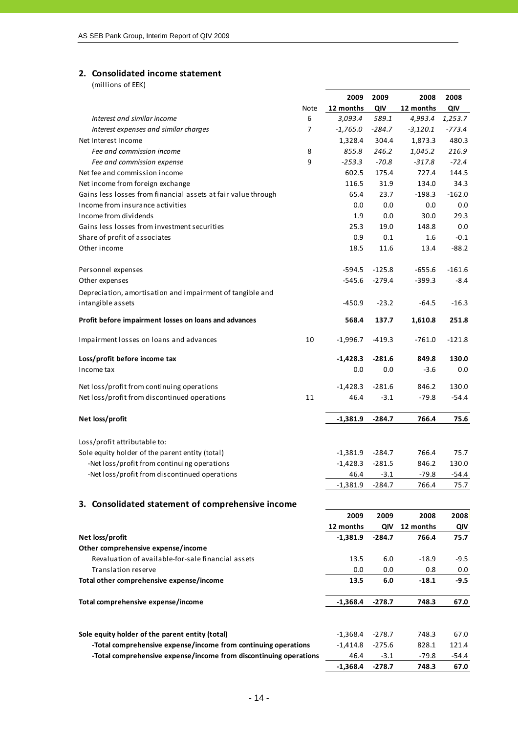## 2. Consolidated income statement

(millions of EEK)

| | Note | 2009 12 months | 2009 QIV | 2008 12 months | 2008 QIV |
|---|---|---|---|---|---|
| *Interest and similar income* | 6 | *3,093.4* | *589.1* | *4,993.4* | *1,253.7* |
| *Interest expenses and similar charges* | 7 | *-1,765.0* | *-284.7* | *-3,120.1* | *-773.4* |
| Net Interest Income | | 1,328.4 | 304.4 | 1,873.3 | 480.3 |
| *Fee and commission income* | 8 | *855.8* | *246.2* | *1,045.2* | *216.9* |
| *Fee and commission expense* | 9 | *-253.3* | *-70.8* | *-317.8* | *-72.4* |
| Net fee and commission income | | 602.5 | 175.4 | 727.4 | 144.5 |
| Net income from foreign exchange | | 116.5 | 31.9 | 134.0 | 34.3 |
| Gains less losses from financial assets at fair value through | | 65.4 | 23.7 | -198.3 | -162.0 |
| Income from insurance activities | | 0.0 | 0.0 | 0.0 | 0.0 |
| Income from dividends | | 1.9 | 0.0 | 30.0 | 29.3 |
| Gains less losses from investment securities | | 25.3 | 19.0 | 148.8 | 0.0 |
| Share of profit of associates | | 0.9 | 0.1 | 1.6 | -0.1 |
| Other income | | 18.5 | 11.6 | 13.4 | -88.2 |
| | | | | | |
| Personnel expenses | | -594.5 | -125.8 | -655.6 | -161.6 |
| Other expenses | | -545.6 | -279.4 | -399.3 | -8.4 |
| Depreciation, amortisation and impairment of tangible and intangible assets | | -450.9 | -23.2 | -64.5 | -16.3 |
| **Profit before impairment losses on loans and advances** | | **568.4** | **137.7** | **1,610.8** | **251.8** |
| Impairment losses on loans and advances | 10 | -1,996.7 | -419.3 | -761.0 | -121.8 |
| **Loss/profit before income tax** | | **-1,428.3** | **-281.6** | **849.8** | **130.0** |
| Income tax | | 0.0 | 0.0 | -3.6 | 0.0 |
| Net loss/profit from continuing operations | | -1,428.3 | -281.6 | 846.2 | 130.0 |
| Net loss/profit from discontinued operations | 11 | 46.4 | -3.1 | -79.8 | -54.4 |
| **Net loss/profit** | | **-1,381.9** | **-284.7** | **766.4** | **75.6** |
| | | | | | |
| Loss/profit attributable to: | | | | | |
| Sole equity holder of the parent entity (total) | | -1,381.9 | -284.7 | 766.4 | 75.7 |
| -Net loss/profit from continuing operations | | -1,428.3 | -281.5 | 846.2 | 130.0 |
| -Net loss/profit from discontinued operations | | 46.4 | -3.1 | -79.8 | -54.4 |
| | | -1,381.9 | -284.7 | 766.4 | 75.7 |

## 3. Consolidated statement of comprehensive income

| | 2009 12 months | 2009 QIV | 2008 12 months | 2008 QIV |
|---|---|---|---|---|
| **Net loss/profit** | **-1,381.9** | **-284.7** | **766.4** | **75.7** |
| **Other comprehensive expense/income** | | | | |
| Revaluation of available-for-sale financial assets | 13.5 | 6.0 | -18.9 | -9.5 |
| Translation reserve | 0.0 | 0.0 | 0.8 | 0.0 |
| **Total other comprehensive expense/income** | **13.5** | **6.0** | **-18.1** | **-9.5** |
| **Total comprehensive expense/income** | **-1,368.4** | **-278.7** | **748.3** | **67.0** |
| | | | | |
| **Sole equity holder of the parent entity (total)** | -1,368.4 | -278.7 | 748.3 | 67.0 |
| **-Total comprehensive expense/income from continuing operations** | -1,414.8 | -275.6 | 828.1 | 121.4 |
| **-Total comprehensive expense/income from discontinuing operations** | 46.4 | -3.1 | -79.8 | -54.4 |
| | **-1,368.4** | **-278.7** | **748.3** | **67.0** |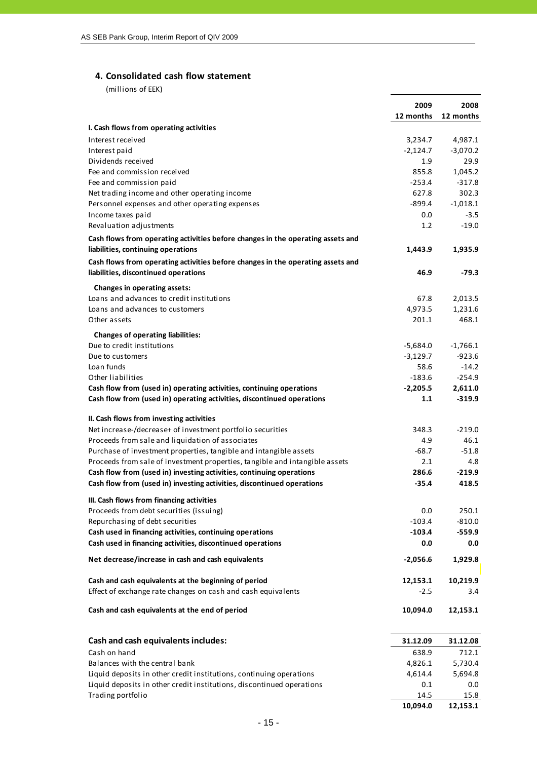## 4. Consolidated cash flow statement

(millions of EEK)

| | 2009 12 months | 2008 12 months |
|---|---|---|
| **I. Cash flows from operating activities** | | |
| Interest received | 3,234.7 | 4,987.1 |
| Interest paid | -2,124.7 | -3,070.2 |
| Dividends received | 1.9 | 29.9 |
| Fee and commission received | 855.8 | 1,045.2 |
| Fee and commission paid | -253.4 | -317.8 |
| Net trading income and other operating income | 627.8 | 302.3 |
| Personnel expenses and other operating expenses | -899.4 | -1,018.1 |
| Income taxes paid | 0.0 | -3.5 |
| Revaluation adjustments | 1.2 | -19.0 |
| **Cash flows from operating activities before changes in the operating assets and liabilities, continuing operations** | **1,443.9** | **1,935.9** |
| **Cash flows from operating activities before changes in the operating assets and liabilities, discontinued operations** | **46.9** | **-79.3** |
| **Changes in operating assets:** | | |
| Loans and advances to credit institutions | 67.8 | 2,013.5 |
| Loans and advances to customers | 4,973.5 | 1,231.6 |
| Other assets | 201.1 | 468.1 |
| **Changes of operating liabilities:** | | |
| Due to credit institutions | -5,684.0 | -1,766.1 |
| Due to customers | -3,129.7 | -923.6 |
| Loan funds | 58.6 | -14.2 |
| Other liabilities | -183.6 | -254.9 |
| **Cash flow from (used in) operating activities, continuing operations** | **-2,205.5** | **2,611.0** |
| **Cash flow from (used in) operating activities, discontinued operations** | **1.1** | **-319.9** |
| **II. Cash flows from investing activities** | | |
| Net increase-/decrease+ of investment portfolio securities | 348.3 | -219.0 |
| Proceeds from sale and liquidation of associates | 4.9 | 46.1 |
| Purchase of investment properties, tangible and intangible assets | -68.7 | -51.8 |
| Proceeds from sale of investment properties, tangible and intangible assets | 2.1 | 4.8 |
| **Cash flow from (used in) investing activities, continuing operations** | **286.6** | **-219.9** |
| **Cash flow from (used in) investing activities, discontinued operations** | **-35.4** | **418.5** |
| **III. Cash flows from financing activities** | | |
| Proceeds from debt securities (issuing) | 0.0 | 250.1 |
| Repurchasing of debt securities | -103.4 | -810.0 |
| **Cash used in financing activities, continuing operations** | **-103.4** | **-559.9** |
| **Cash used in financing activities, discontinued operations** | **0.0** | **0.0** |
| **Net decrease/increase in cash and cash equivalents** | **-2,056.6** | **1,929.8** |
| **Cash and cash equivalents at the beginning of period** | **12,153.1** | **10,219.9** |
| Effect of exchange rate changes on cash and cash equivalents | -2.5 | 3.4 |
| **Cash and cash equivalents at the end of period** | **10,094.0** | **12,153.1** |

| **Cash and cash equivalents includes:** | **31.12.09** | **31.12.08** |
|---|---|---|
| Cash on hand | 638.9 | 712.1 |
| Balances with the central bank | 4,826.1 | 5,730.4 |
| Liquid deposits in other credit institutions, continuing operations | 4,614.4 | 5,694.8 |
| Liquid deposits in other credit institutions, discontinued operations | 0.1 | 0.0 |
| Trading portfolio | 14.5 | 15.8 |
| | **10,094.0** | **12,153.1** |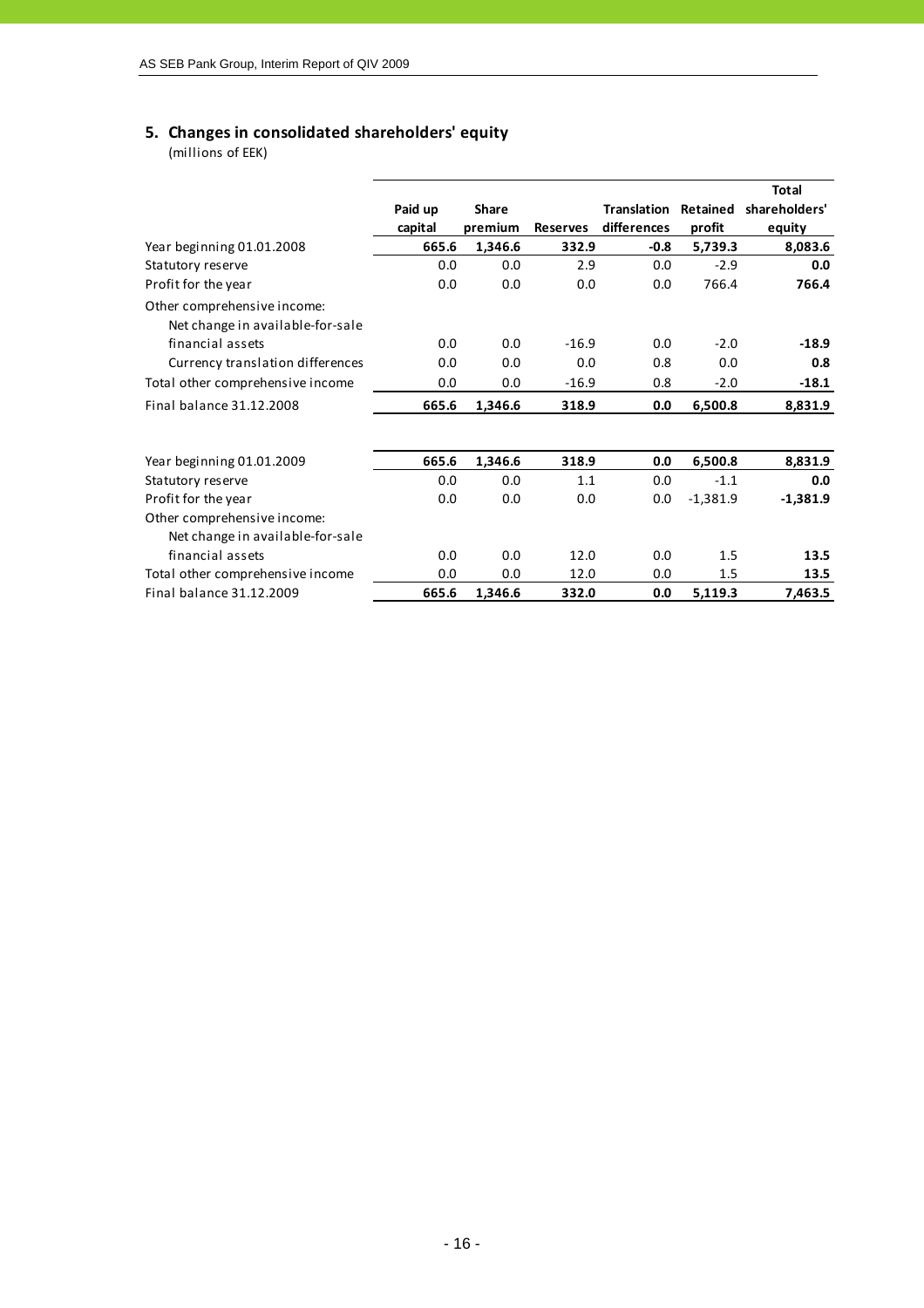## 5. Changes in consolidated shareholders' equity

(millions of EEK)

| | Paid up capital | Share premium | Reserves | Translation differences | Retained profit | Total shareholders' equity |
|---|---|---|---|---|---|---|
| Year beginning 01.01.2008 | **665.6** | **1,346.6** | **332.9** | **-0.8** | **5,739.3** | **8,083.6** |
| Statutory reserve | 0.0 | 0.0 | 2.9 | 0.0 | -2.9 | **0.0** |
| Profit for the year | 0.0 | 0.0 | 0.0 | 0.0 | 766.4 | **766.4** |
| Other comprehensive income: | | | | | | |
| Net change in available-for-sale financial assets | 0.0 | 0.0 | -16.9 | 0.0 | -2.0 | **-18.9** |
| Currency translation differences | 0.0 | 0.0 | 0.0 | 0.8 | 0.0 | **0.8** |
| Total other comprehensive income | 0.0 | 0.0 | -16.9 | 0.8 | -2.0 | **-18.1** |
| Final balance 31.12.2008 | **665.6** | **1,346.6** | **318.9** | **0.0** | **6,500.8** | **8,831.9** |
| | | | | | | |
| Year beginning 01.01.2009 | **665.6** | **1,346.6** | **318.9** | **0.0** | **6,500.8** | **8,831.9** |
| Statutory reserve | 0.0 | 0.0 | 1.1 | 0.0 | -1.1 | **0.0** |
| Profit for the year | 0.0 | 0.0 | 0.0 | 0.0 | -1,381.9 | **-1,381.9** |
| Other comprehensive income: | | | | | | |
| Net change in available-for-sale financial assets | 0.0 | 0.0 | 12.0 | 0.0 | 1.5 | **13.5** |
| Total other comprehensive income | 0.0 | 0.0 | 12.0 | 0.0 | 1.5 | **13.5** |
| Final balance 31.12.2009 | **665.6** | **1,346.6** | **332.0** | **0.0** | **5,119.3** | **7,463.5** |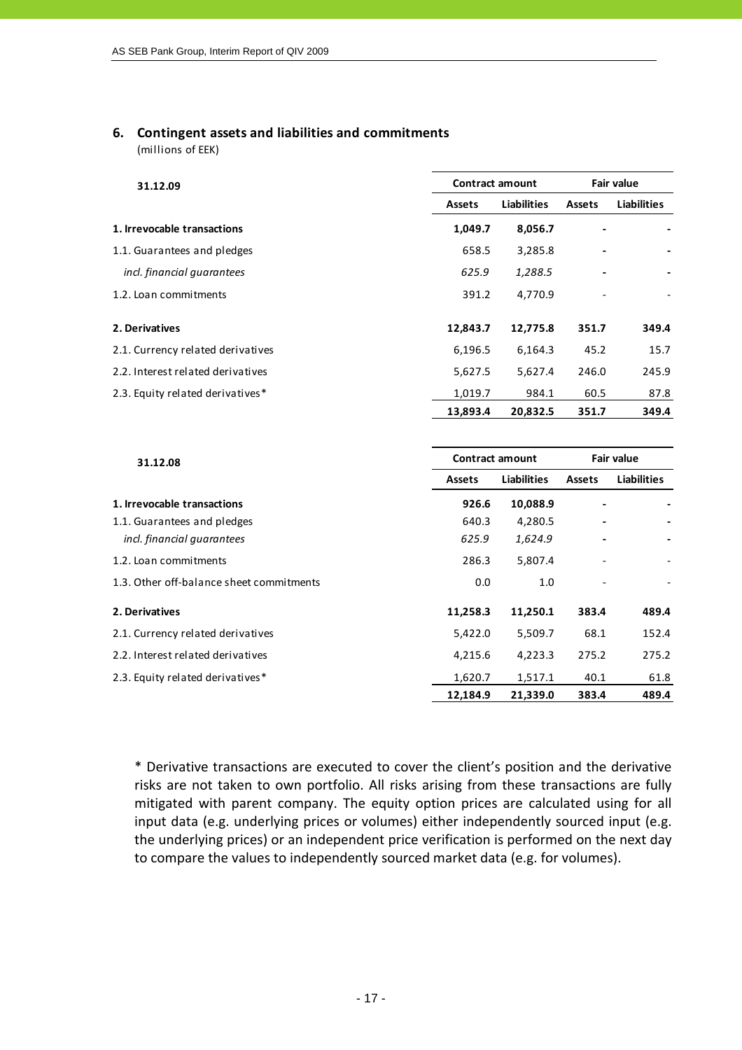## 6. Contingent assets and liabilities and commitments

(millions of EEK)

| 31.12.09 | Contract amount | | Fair value | |
|---|---|---|---|---|
| | **Assets** | **Liabilities** | **Assets** | **Liabilities** |
| **1. Irrevocable transactions** | **1,049.7** | **8,056.7** | **-** | **-** |
| 1.1. Guarantees and pledges | 658.5 | 3,285.8 | - | - |
| *incl. financial guarantees* | *625.9* | *1,288.5* | - | - |
| 1.2. Loan commitments | 391.2 | 4,770.9 | - | - |
| **2. Derivatives** | **12,843.7** | **12,775.8** | **351.7** | **349.4** |
| 2.1. Currency related derivatives | 6,196.5 | 6,164.3 | 45.2 | 15.7 |
| 2.2. Interest related derivatives | 5,627.5 | 5,627.4 | 246.0 | 245.9 |
| 2.3. Equity related derivatives* | 1,019.7 | 984.1 | 60.5 | 87.8 |
| | **13,893.4** | **20,832.5** | **351.7** | **349.4** |

| 31.12.08 | Contract amount | | Fair value | |
|---|---|---|---|---|
| | **Assets** | **Liabilities** | **Assets** | **Liabilities** |
| **1. Irrevocable transactions** | **926.6** | **10,088.9** | **-** | **-** |
| 1.1. Guarantees and pledges | 640.3 | 4,280.5 | - | - |
| *incl. financial guarantees* | *625.9* | *1,624.9* | - | - |
| 1.2. Loan commitments | 286.3 | 5,807.4 | - | - |
| 1.3. Other off-balance sheet commitments | 0.0 | 1.0 | - | - |
| **2. Derivatives** | **11,258.3** | **11,250.1** | **383.4** | **489.4** |
| 2.1. Currency related derivatives | 5,422.0 | 5,509.7 | 68.1 | 152.4 |
| 2.2. Interest related derivatives | 4,215.6 | 4,223.3 | 275.2 | 275.2 |
| 2.3. Equity related derivatives* | 1,620.7 | 1,517.1 | 40.1 | 61.8 |
| | **12,184.9** | **21,339.0** | **383.4** | **489.4** |

* Derivative transactions are executed to cover the client's position and the derivative risks are not taken to own portfolio. All risks arising from these transactions are fully mitigated with parent company. The equity option prices are calculated using for all input data (e.g. underlying prices or volumes) either independently sourced input (e.g. the underlying prices) or an independent price verification is performed on the next day to compare the values to independently sourced market data (e.g. for volumes).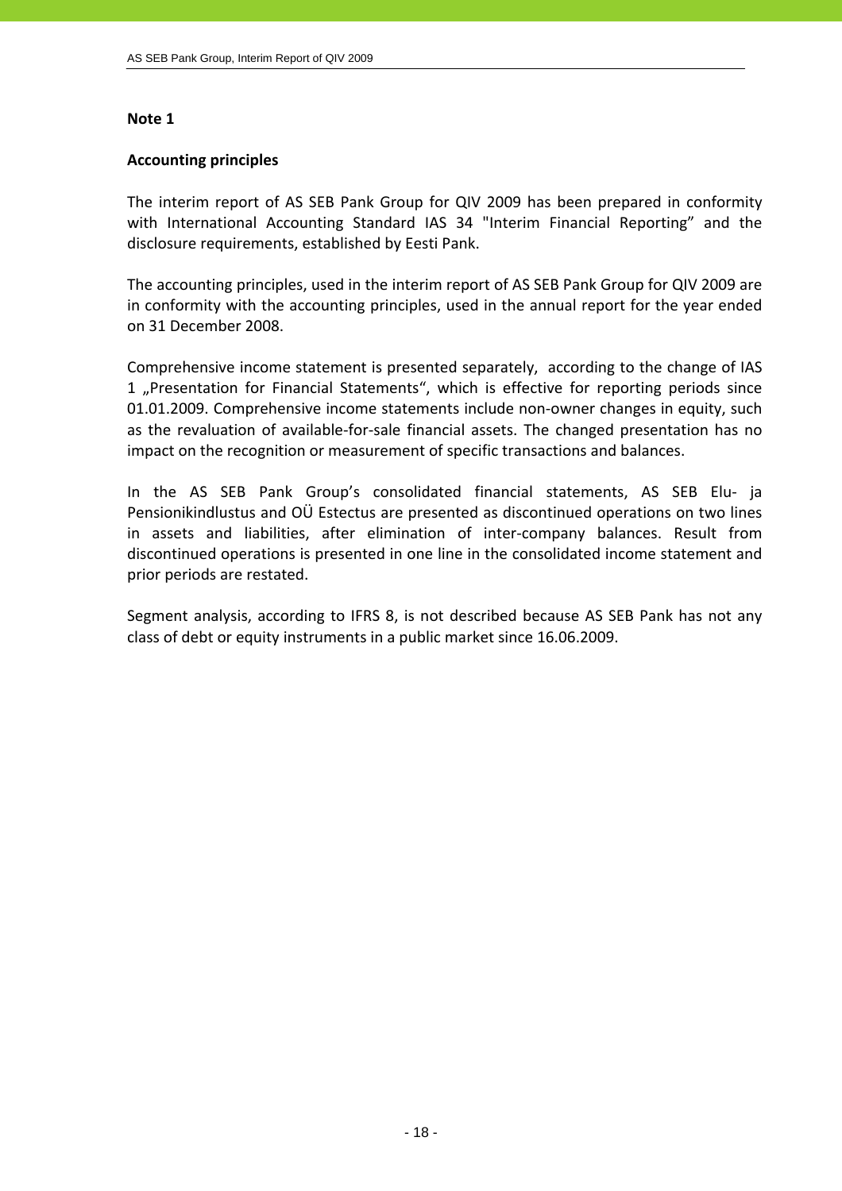## Note 1

### Accounting principles

The interim report of AS SEB Pank Group for QIV 2009 has been prepared in conformity with International Accounting Standard IAS 34 "Interim Financial Reporting" and the disclosure requirements, established by Eesti Pank.

The accounting principles, used in the interim report of AS SEB Pank Group for QIV 2009 are in conformity with the accounting principles, used in the annual report for the year ended on 31 December 2008.

Comprehensive income statement is presented separately, according to the change of IAS 1 „Presentation for Financial Statements“, which is effective for reporting periods since 01.01.2009. Comprehensive income statements include non-owner changes in equity, such as the revaluation of available-for-sale financial assets. The changed presentation has no impact on the recognition or measurement of specific transactions and balances.

In the AS SEB Pank Group's consolidated financial statements, AS SEB Elu- ja Pensionikindlustus and OÜ Estectus are presented as discontinued operations on two lines in assets and liabilities, after elimination of inter-company balances. Result from discontinued operations is presented in one line in the consolidated income statement and prior periods are restated.

Segment analysis, according to IFRS 8, is not described because AS SEB Pank has not any class of debt or equity instruments in a public market since 16.06.2009.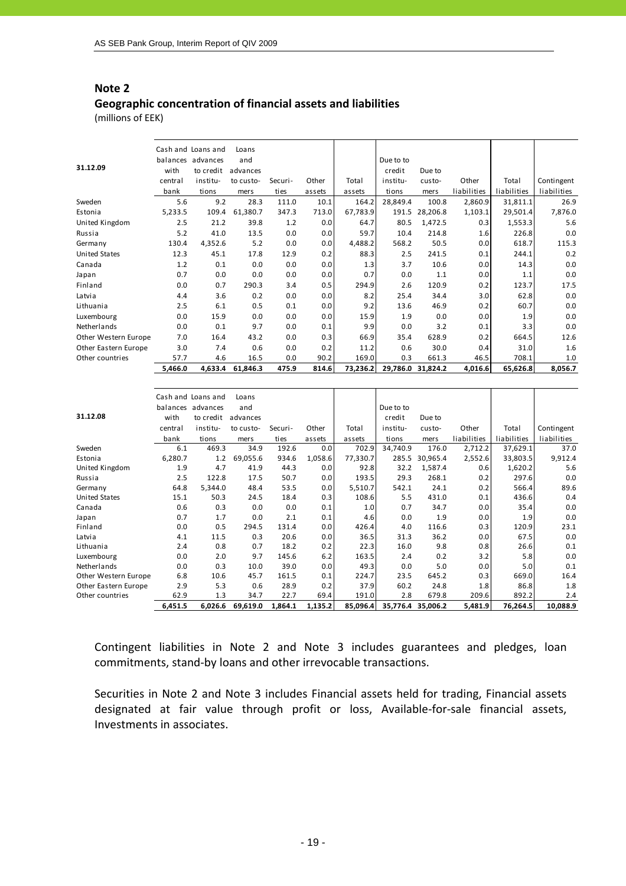## Note 2

### Geographic concentration of financial assets and liabilities

(millions of EEK)

| 31.12.09 | Cash and balances with central bank | Loans and advances to credit institutions | Loans and advances to customers | Securities | Other assets | Total assets | Due to to credit institutions | Due to customers | Other liabilities | Total liabilities | Contingent liabilities |
|---|---|---|---|---|---|---|---|---|---|---|---|
| Sweden | 5.6 | 9.2 | 28.3 | 111.0 | 10.1 | 164.2 | 28,849.4 | 100.8 | 2,860.9 | 31,811.1 | 26.9 |
| Estonia | 5,233.5 | 109.4 | 61,380.7 | 347.3 | 713.0 | 67,783.9 | 191.5 | 28,206.8 | 1,103.1 | 29,501.4 | 7,876.0 |
| United Kingdom | 2.5 | 21.2 | 39.8 | 1.2 | 0.0 | 64.7 | 80.5 | 1,472.5 | 0.3 | 1,553.3 | 5.6 |
| Russia | 5.2 | 41.0 | 13.5 | 0.0 | 0.0 | 59.7 | 10.4 | 214.8 | 1.6 | 226.8 | 0.0 |
| Germany | 130.4 | 4,352.6 | 5.2 | 0.0 | 0.0 | 4,488.2 | 568.2 | 50.5 | 0.0 | 618.7 | 115.3 |
| United States | 12.3 | 45.1 | 17.8 | 12.9 | 0.2 | 88.3 | 2.5 | 241.5 | 0.1 | 244.1 | 0.2 |
| Canada | 1.2 | 0.1 | 0.0 | 0.0 | 0.0 | 1.3 | 3.7 | 10.6 | 0.0 | 14.3 | 0.0 |
| Japan | 0.7 | 0.0 | 0.0 | 0.0 | 0.0 | 0.7 | 0.0 | 1.1 | 0.0 | 1.1 | 0.0 |
| Finland | 0.0 | 0.7 | 290.3 | 3.4 | 0.5 | 294.9 | 2.6 | 120.9 | 0.2 | 123.7 | 17.5 |
| Latvia | 4.4 | 3.6 | 0.2 | 0.0 | 0.0 | 8.2 | 25.4 | 34.4 | 3.0 | 62.8 | 0.0 |
| Lithuania | 2.5 | 6.1 | 0.5 | 0.1 | 0.0 | 9.2 | 13.6 | 46.9 | 0.2 | 60.7 | 0.0 |
| Luxembourg | 0.0 | 15.9 | 0.0 | 0.0 | 0.0 | 15.9 | 1.9 | 0.0 | 0.0 | 1.9 | 0.0 |
| Netherlands | 0.0 | 0.1 | 9.7 | 0.0 | 0.1 | 9.9 | 0.0 | 3.2 | 0.1 | 3.3 | 0.0 |
| Other Western Europe | 7.0 | 16.4 | 43.2 | 0.0 | 0.3 | 66.9 | 35.4 | 628.9 | 0.2 | 664.5 | 12.6 |
| Other Eastern Europe | 3.0 | 7.4 | 0.6 | 0.0 | 0.2 | 11.2 | 0.6 | 30.0 | 0.4 | 31.0 | 1.6 |
| Other countries | 57.7 | 4.6 | 16.5 | 0.0 | 90.2 | 169.0 | 0.3 | 661.3 | 46.5 | 708.1 | 1.0 |
| | **5,466.0** | **4,633.4** | **61,846.3** | **475.9** | **814.6** | **73,236.2** | **29,786.0** | **31,824.2** | **4,016.6** | **65,626.8** | **8,056.7** |

| 31.12.08 | Cash and balances with central bank | Loans and advances to credit institutions | Loans and advances to customers | Securities | Other assets | Total assets | Due to to credit institutions | Due to customers | Other liabilities | Total liabilities | Contingent liabilities |
|---|---|---|---|---|---|---|---|---|---|---|---|
| Sweden | 6.1 | 469.3 | 34.9 | 192.6 | 0.0 | 702.9 | 34,740.9 | 176.0 | 2,712.2 | 37,629.1 | 37.0 |
| Estonia | 6,280.7 | 1.2 | 69,055.6 | 934.6 | 1,058.6 | 77,330.7 | 285.5 | 30,965.4 | 2,552.6 | 33,803.5 | 9,912.4 |
| United Kingdom | 1.9 | 4.7 | 41.9 | 44.3 | 0.0 | 92.8 | 32.2 | 1,587.4 | 0.6 | 1,620.2 | 5.6 |
| Russia | 2.5 | 122.8 | 17.5 | 50.7 | 0.0 | 193.5 | 29.3 | 268.1 | 0.2 | 297.6 | 0.0 |
| Germany | 64.8 | 5,344.0 | 48.4 | 53.5 | 0.0 | 5,510.7 | 542.1 | 24.1 | 0.2 | 566.4 | 89.6 |
| United States | 15.1 | 50.3 | 24.5 | 18.4 | 0.3 | 108.6 | 5.5 | 431.0 | 0.1 | 436.6 | 0.4 |
| Canada | 0.6 | 0.3 | 0.0 | 0.0 | 0.1 | 1.0 | 0.7 | 34.7 | 0.0 | 35.4 | 0.0 |
| Japan | 0.7 | 1.7 | 0.0 | 2.1 | 0.1 | 4.6 | 0.0 | 1.9 | 0.0 | 1.9 | 0.0 |
| Finland | 0.0 | 0.5 | 294.5 | 131.4 | 0.0 | 426.4 | 4.0 | 116.6 | 0.3 | 120.9 | 23.1 |
| Latvia | 4.1 | 11.5 | 0.3 | 20.6 | 0.0 | 36.5 | 31.3 | 36.2 | 0.0 | 67.5 | 0.0 |
| Lithuania | 2.4 | 0.8 | 0.7 | 18.2 | 0.2 | 22.3 | 16.0 | 9.8 | 0.8 | 26.6 | 0.1 |
| Luxembourg | 0.0 | 2.0 | 9.7 | 145.6 | 6.2 | 163.5 | 2.4 | 0.2 | 3.2 | 5.8 | 0.0 |
| Netherlands | 0.0 | 0.3 | 10.0 | 39.0 | 0.0 | 49.3 | 0.0 | 5.0 | 0.0 | 5.0 | 0.1 |
| Other Western Europe | 6.8 | 10.6 | 45.7 | 161.5 | 0.1 | 224.7 | 23.5 | 645.2 | 0.3 | 669.0 | 16.4 |
| Other Eastern Europe | 2.9 | 5.3 | 0.6 | 28.9 | 0.2 | 37.9 | 60.2 | 24.8 | 1.8 | 86.8 | 1.8 |
| Other countries | 62.9 | 1.3 | 34.7 | 22.7 | 69.4 | 191.0 | 2.8 | 679.8 | 209.6 | 892.2 | 2.4 |
| | **6,451.5** | **6,026.6** | **69,619.0** | **1,864.1** | **1,135.2** | **85,096.4** | **35,776.4** | **35,006.2** | **5,481.9** | **76,264.5** | **10,088.9** |

Contingent liabilities in Note 2 and Note 3 includes guarantees and pledges, loan commitments, stand-by loans and other irrevocable transactions.

Securities in Note 2 and Note 3 includes Financial assets held for trading, Financial assets designated at fair value through profit or loss, Available-for-sale financial assets, Investments in associates.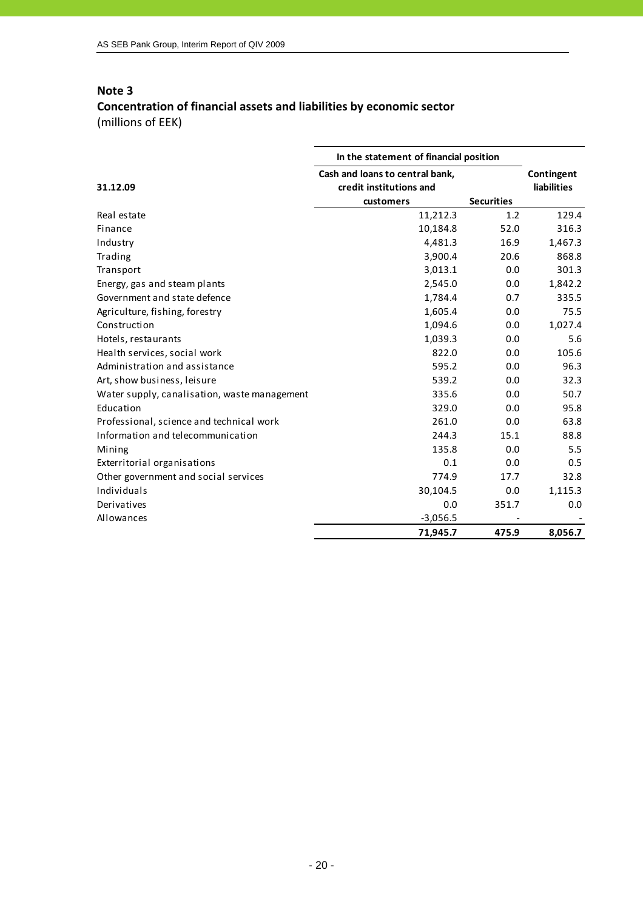## Note 3

### Concentration of financial assets and liabilities by economic sector

(millions of EEK)

| 31.12.09 | In the statement of financial position | | Contingent liabilities |
|---|---|---|---|
| | Cash and loans to central bank, credit institutions and customers | Securities | |
| Real estate | 11,212.3 | 1.2 | 129.4 |
| Finance | 10,184.8 | 52.0 | 316.3 |
| Industry | 4,481.3 | 16.9 | 1,467.3 |
| Trading | 3,900.4 | 20.6 | 868.8 |
| Transport | 3,013.1 | 0.0 | 301.3 |
| Energy, gas and steam plants | 2,545.0 | 0.0 | 1,842.2 |
| Government and state defence | 1,784.4 | 0.7 | 335.5 |
| Agriculture, fishing, forestry | 1,605.4 | 0.0 | 75.5 |
| Construction | 1,094.6 | 0.0 | 1,027.4 |
| Hotels, restaurants | 1,039.3 | 0.0 | 5.6 |
| Health services, social work | 822.0 | 0.0 | 105.6 |
| Administration and assistance | 595.2 | 0.0 | 96.3 |
| Art, show business, leisure | 539.2 | 0.0 | 32.3 |
| Water supply, canalisation, waste management | 335.6 | 0.0 | 50.7 |
| Education | 329.0 | 0.0 | 95.8 |
| Professional, science and technical work | 261.0 | 0.0 | 63.8 |
| Information and telecommunication | 244.3 | 15.1 | 88.8 |
| Mining | 135.8 | 0.0 | 5.5 |
| Exterritorial organisations | 0.1 | 0.0 | 0.5 |
| Other government and social services | 774.9 | 17.7 | 32.8 |
| Individuals | 30,104.5 | 0.0 | 1,115.3 |
| Derivatives | 0.0 | 351.7 | 0.0 |
| Allowances | -3,056.5 | - | - |
| | **71,945.7** | **475.9** | **8,056.7** |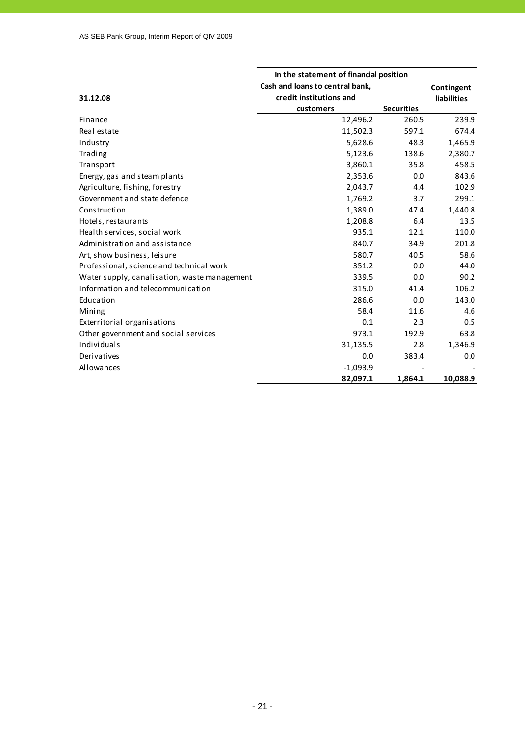| 31.12.08 | In the statement of financial position | | Contingent liabilities |
|---|---|---|---|
| | Cash and loans to central bank, credit institutions and customers | Securities | |
| Finance | 12,496.2 | 260.5 | 239.9 |
| Real estate | 11,502.3 | 597.1 | 674.4 |
| Industry | 5,628.6 | 48.3 | 1,465.9 |
| Trading | 5,123.6 | 138.6 | 2,380.7 |
| Transport | 3,860.1 | 35.8 | 458.5 |
| Energy, gas and steam plants | 2,353.6 | 0.0 | 843.6 |
| Agriculture, fishing, forestry | 2,043.7 | 4.4 | 102.9 |
| Government and state defence | 1,769.2 | 3.7 | 299.1 |
| Construction | 1,389.0 | 47.4 | 1,440.8 |
| Hotels, restaurants | 1,208.8 | 6.4 | 13.5 |
| Health services, social work | 935.1 | 12.1 | 110.0 |
| Administration and assistance | 840.7 | 34.9 | 201.8 |
| Art, show business, leisure | 580.7 | 40.5 | 58.6 |
| Professional, science and technical work | 351.2 | 0.0 | 44.0 |
| Water supply, canalisation, waste management | 339.5 | 0.0 | 90.2 |
| Information and telecommunication | 315.0 | 41.4 | 106.2 |
| Education | 286.6 | 0.0 | 143.0 |
| Mining | 58.4 | 11.6 | 4.6 |
| Exterritorial organisations | 0.1 | 2.3 | 0.5 |
| Other government and social services | 973.1 | 192.9 | 63.8 |
| Individuals | 31,135.5 | 2.8 | 1,346.9 |
| Derivatives | 0.0 | 383.4 | 0.0 |
| Allowances | -1,093.9 | - | - |
| | **82,097.1** | **1,864.1** | **10,088.9** |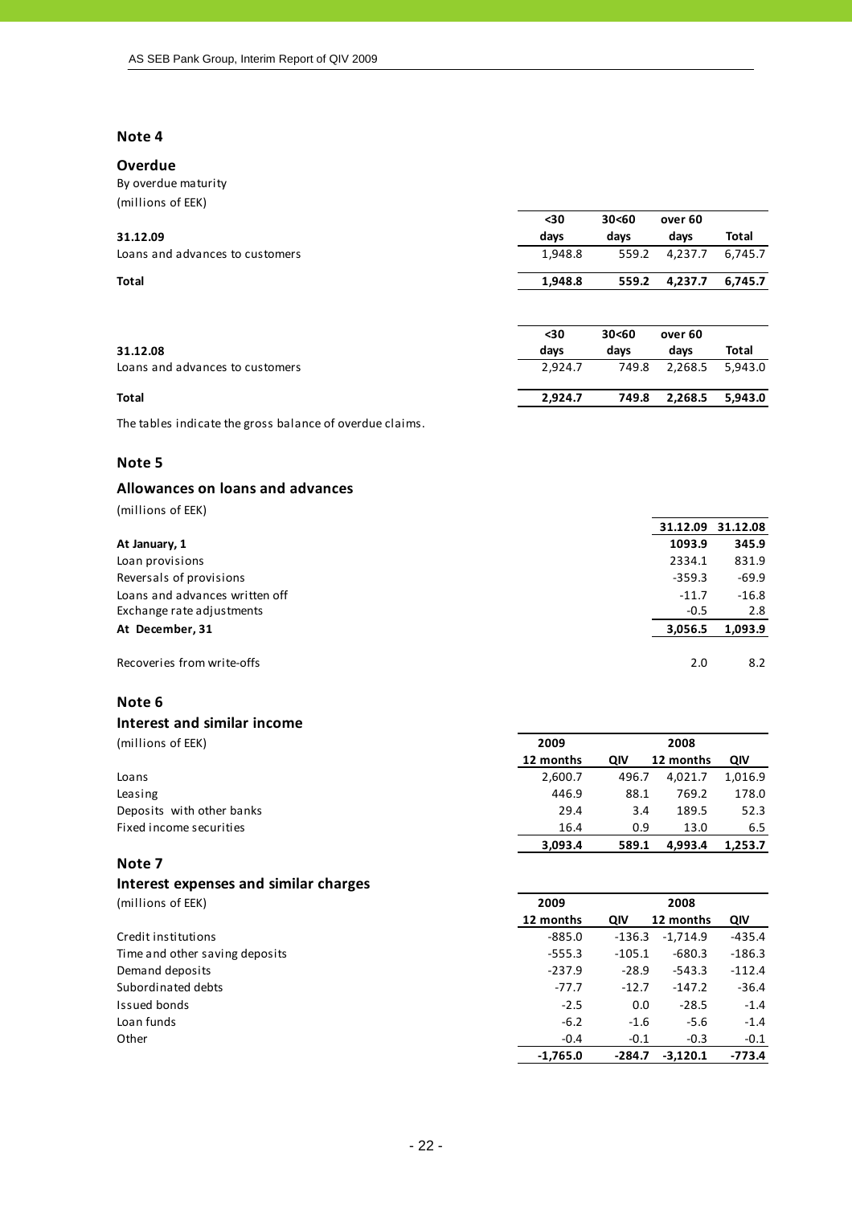## Note 4

### Overdue

By overdue maturity

(millions of EEK)

| 31.12.09 | <30 days | 30<60 days | over 60 days | Total |
|---|---|---|---|---|
| Loans and advances to customers | 1,948.8 | 559.2 | 4,237.7 | 6,745.7 |
| **Total** | **1,948.8** | **559.2** | **4,237.7** | **6,745.7** |

| 31.12.08 | <30 days | 30<60 days | over 60 days | Total |
|---|---|---|---|---|
| Loans and advances to customers | 2,924.7 | 749.8 | 2,268.5 | 5,943.0 |
| **Total** | **2,924.7** | **749.8** | **2,268.5** | **5,943.0** |

The tables indicate the gross balance of overdue claims.

## Note 5

### Allowances on loans and advances

(millions of EEK)

| | 31.12.09 | 31.12.08 |
|---|---|---|
| **At January, 1** | **1093.9** | **345.9** |
| Loan provisions | 2334.1 | 831.9 |
| Reversals of provisions | -359.3 | -69.9 |
| Loans and advances written off | -11.7 | -16.8 |
| Exchange rate adjustments | -0.5 | 2.8 |
| **At December, 31** | **3,056.5** | **1,093.9** |
| | | |
| Recoveries from write-offs | 2.0 | 8.2 |

## Note 6

### Interest and similar income

(millions of EEK)

| | 2009 | | 2008 | |
|---|---|---|---|---|
| | 12 months | QIV | 12 months | QIV |
| Loans | 2,600.7 | 496.7 | 4,021.7 | 1,016.9 |
| Leasing | 446.9 | 88.1 | 769.2 | 178.0 |
| Deposits with other banks | 29.4 | 3.4 | 189.5 | 52.3 |
| Fixed income securities | 16.4 | 0.9 | 13.0 | 6.5 |
| | **3,093.4** | **589.1** | **4,993.4** | **1,253.7** |

## Note 7

### Interest expenses and similar charges

(millions of EEK)

| | 2009 | | 2008 | |
|---|---|---|---|---|
| | 12 months | QIV | 12 months | QIV |
| Credit institutions | -885.0 | -136.3 | -1,714.9 | -435.4 |
| Time and other saving deposits | -555.3 | -105.1 | -680.3 | -186.3 |
| Demand deposits | -237.9 | -28.9 | -543.3 | -112.4 |
| Subordinated debts | -77.7 | -12.7 | -147.2 | -36.4 |
| Issued bonds | -2.5 | 0.0 | -28.5 | -1.4 |
| Loan funds | -6.2 | -1.6 | -5.6 | -1.4 |
| Other | -0.4 | -0.1 | -0.3 | -0.1 |
| | **-1,765.0** | **-284.7** | **-3,120.1** | **-773.4** |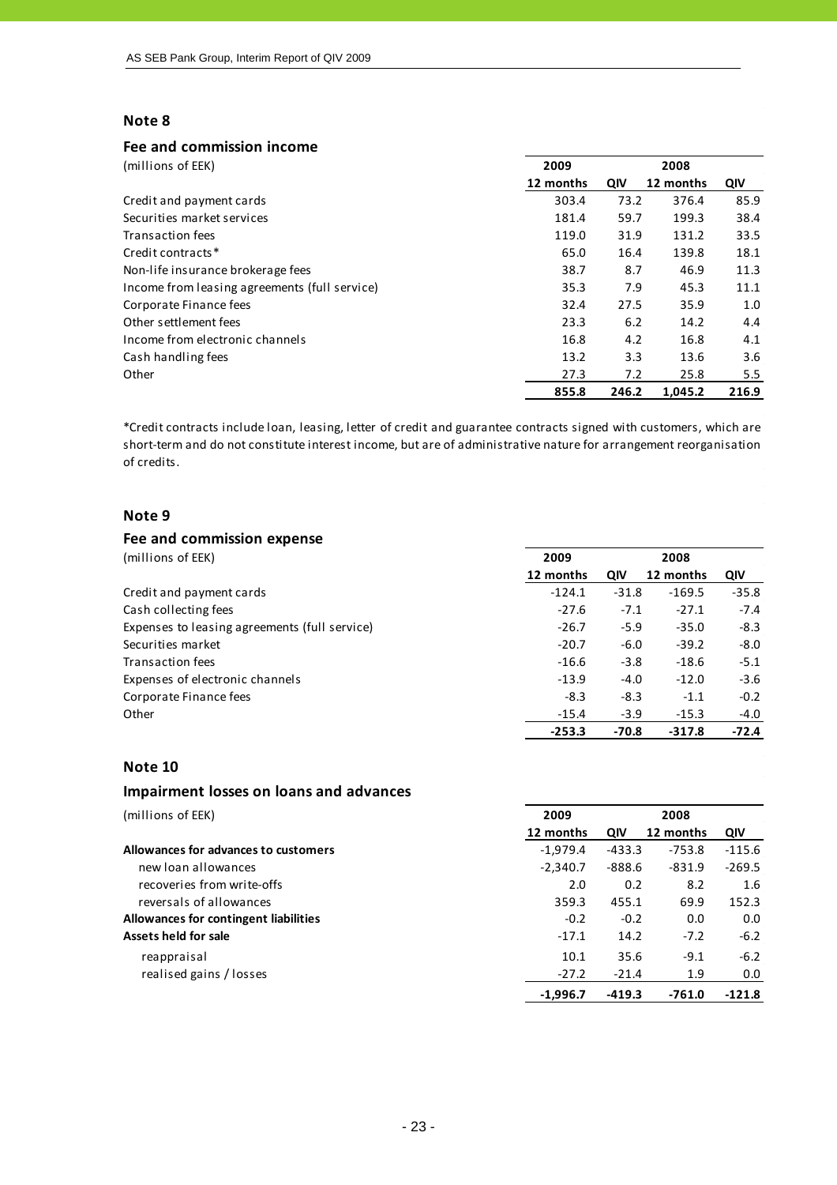## Note 8

### Fee and commission income

| (millions of EEK) | 2009 | | 2008 | |
|---|---|---|---|---|
| | 12 months | QIV | 12 months | QIV |
| Credit and payment cards | 303.4 | 73.2 | 376.4 | 85.9 |
| Securities market services | 181.4 | 59.7 | 199.3 | 38.4 |
| Transaction fees | 119.0 | 31.9 | 131.2 | 33.5 |
| Credit contracts* | 65.0 | 16.4 | 139.8 | 18.1 |
| Non-life insurance brokerage fees | 38.7 | 8.7 | 46.9 | 11.3 |
| Income from leasing agreements (full service) | 35.3 | 7.9 | 45.3 | 11.1 |
| Corporate Finance fees | 32.4 | 27.5 | 35.9 | 1.0 |
| Other settlement fees | 23.3 | 6.2 | 14.2 | 4.4 |
| Income from electronic channels | 16.8 | 4.2 | 16.8 | 4.1 |
| Cash handling fees | 13.2 | 3.3 | 13.6 | 3.6 |
| Other | 27.3 | 7.2 | 25.8 | 5.5 |
| | **855.8** | **246.2** | **1,045.2** | **216.9** |

*Credit contracts include loan, leasing, letter of credit and guarantee contracts signed with customers, which are short-term and do not constitute interest income, but are of administrative nature for arrangement reorganisation of credits.

## Note 9

### Fee and commission expense

| (millions of EEK) | 2009 | | 2008 | |
|---|---|---|---|---|
| | 12 months | QIV | 12 months | QIV |
| Credit and payment cards | -124.1 | -31.8 | -169.5 | -35.8 |
| Cash collecting fees | -27.6 | -7.1 | -27.1 | -7.4 |
| Expenses to leasing agreements (full service) | -26.7 | -5.9 | -35.0 | -8.3 |
| Securities market | -20.7 | -6.0 | -39.2 | -8.0 |
| Transaction fees | -16.6 | -3.8 | -18.6 | -5.1 |
| Expenses of electronic channels | -13.9 | -4.0 | -12.0 | -3.6 |
| Corporate Finance fees | -8.3 | -8.3 | -1.1 | -0.2 |
| Other | -15.4 | -3.9 | -15.3 | -4.0 |
| | **-253.3** | **-70.8** | **-317.8** | **-72.4** |

## Note 10

### Impairment losses on loans and advances

| (millions of EEK) | 2009 | | 2008 | |
|---|---|---|---|---|
| | 12 months | QIV | 12 months | QIV |
| **Allowances for advances to customers** | -1,979.4 | -433.3 | -753.8 | -115.6 |
| new loan allowances | -2,340.7 | -888.6 | -831.9 | -269.5 |
| recoveries from write-offs | 2.0 | 0.2 | 8.2 | 1.6 |
| reversals of allowances | 359.3 | 455.1 | 69.9 | 152.3 |
| **Allowances for contingent liabilities** | -0.2 | -0.2 | 0.0 | 0.0 |
| **Assets held for sale** | -17.1 | 14.2 | -7.2 | -6.2 |
| reappraisal | 10.1 | 35.6 | -9.1 | -6.2 |
| realised gains / losses | -27.2 | -21.4 | 1.9 | 0.0 |
| | **-1,996.7** | **-419.3** | **-761.0** | **-121.8** |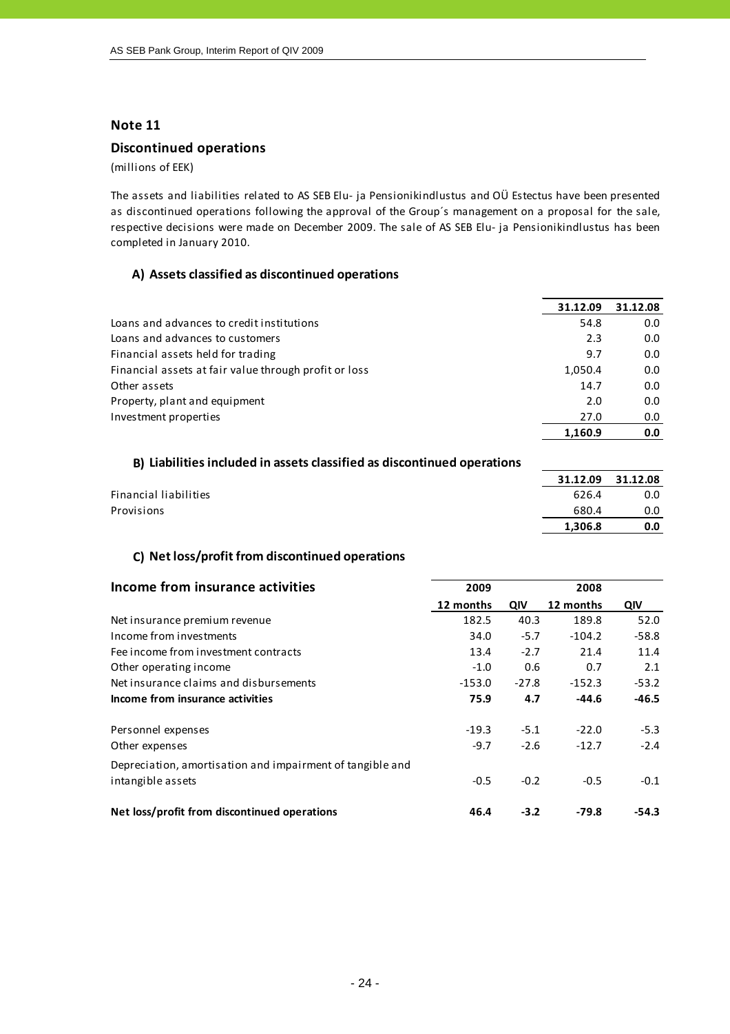## Note 11

### Discontinued operations

(millions of EEK)

The assets and liabilities related to AS SEB Elu- ja Pensionikindlustus and OÜ Estectus have been presented as discontinued operations following the approval of the Group´s management on a proposal for the sale, respective decisions were made on December 2009. The sale of AS SEB Elu- ja Pensionikindlustus has been completed in January 2010.

#### A) Assets classified as discontinued operations

| | 31.12.09 | 31.12.08 |
|---|---|---|
| Loans and advances to credit institutions | 54.8 | 0.0 |
| Loans and advances to customers | 2.3 | 0.0 |
| Financial assets held for trading | 9.7 | 0.0 |
| Financial assets at fair value through profit or loss | 1,050.4 | 0.0 |
| Other assets | 14.7 | 0.0 |
| Property, plant and equipment | 2.0 | 0.0 |
| Investment properties | 27.0 | 0.0 |
| | **1,160.9** | **0.0** |

#### B) Liabilities included in assets classified as discontinued operations

| | 31.12.09 | 31.12.08 |
|---|---|---|
| Financial liabilities | 626.4 | 0.0 |
| Provisions | 680.4 | 0.0 |
| | **1,306.8** | **0.0** |

#### C) Net loss/profit from discontinued operations

| **Income from insurance activities** | 2009 | | 2008 | |
|---|---|---|---|---|
| | 12 months | QIV | 12 months | QIV |
| Net insurance premium revenue | 182.5 | 40.3 | 189.8 | 52.0 |
| Income from investments | 34.0 | -5.7 | -104.2 | -58.8 |
| Fee income from investment contracts | 13.4 | -2.7 | 21.4 | 11.4 |
| Other operating income | -1.0 | 0.6 | 0.7 | 2.1 |
| Net insurance claims and disbursements | -153.0 | -27.8 | -152.3 | -53.2 |
| **Income from insurance activities** | **75.9** | **4.7** | **-44.6** | **-46.5** |
| Personnel expenses | -19.3 | -5.1 | -22.0 | -5.3 |
| Other expenses | -9.7 | -2.6 | -12.7 | -2.4 |
| Depreciation, amortisation and impairment of tangible and intangible assets | -0.5 | -0.2 | -0.5 | -0.1 |
| **Net loss/profit from discontinued operations** | **46.4** | **-3.2** | **-79.8** | **-54.3** |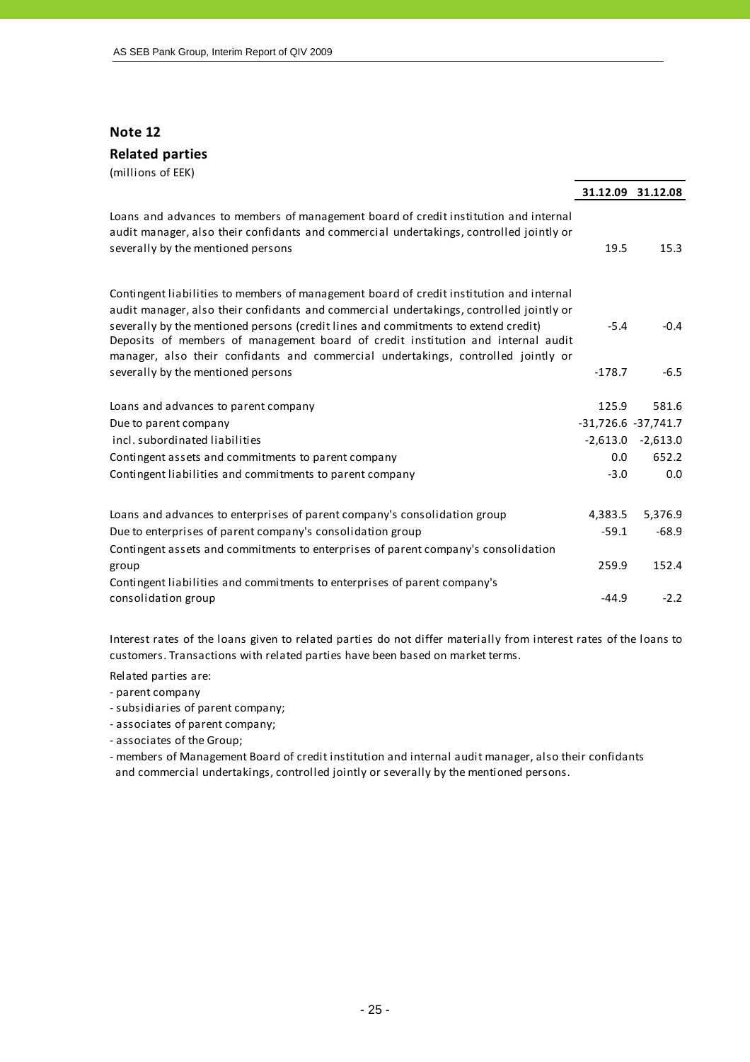## Note 12

## Related parties

(millions of EEK)

| | 31.12.09 | 31.12.08 |
|---|---|---|
| Loans and advances to members of management board of credit institution and internal audit manager, also their confidants and commercial undertakings, controlled jointly or severally by the mentioned persons | 19.5 | 15.3 |
| Contingent liabilities to members of management board of credit institution and internal audit manager, also their confidants and commercial undertakings, controlled jointly or severally by the mentioned persons (credit lines and commitments to extend credit) | -5.4 | -0.4 |
| Deposits of members of management board of credit institution and internal audit manager, also their confidants and commercial undertakings, controlled jointly or severally by the mentioned persons | -178.7 | -6.5 |
| Loans and advances to parent company | 125.9 | 581.6 |
| Due to parent company | -31,726.6 | -37,741.7 |
| incl. subordinated liabilities | -2,613.0 | -2,613.0 |
| Contingent assets and commitments to parent company | 0.0 | 652.2 |
| Contingent liabilities and commitments to parent company | -3.0 | 0.0 |
| Loans and advances to enterprises of parent company's consolidation group | 4,383.5 | 5,376.9 |
| Due to enterprises of parent company's consolidation group | -59.1 | -68.9 |
| Contingent assets and commitments to enterprises of parent company's consolidation group | 259.9 | 152.4 |
| Contingent liabilities and commitments to enterprises of parent company's consolidation group | -44.9 | -2.2 |

Interest rates of the loans given to related parties do not differ materially from interest rates of the loans to customers. Transactions with related parties have been based on market terms.

Related parties are:

- parent company
- subsidiaries of parent company;
- associates of parent company;
- associates of the Group;
- members of Management Board of credit institution and internal audit manager, also their confidants and commercial undertakings, controlled jointly or severally by the mentioned persons.